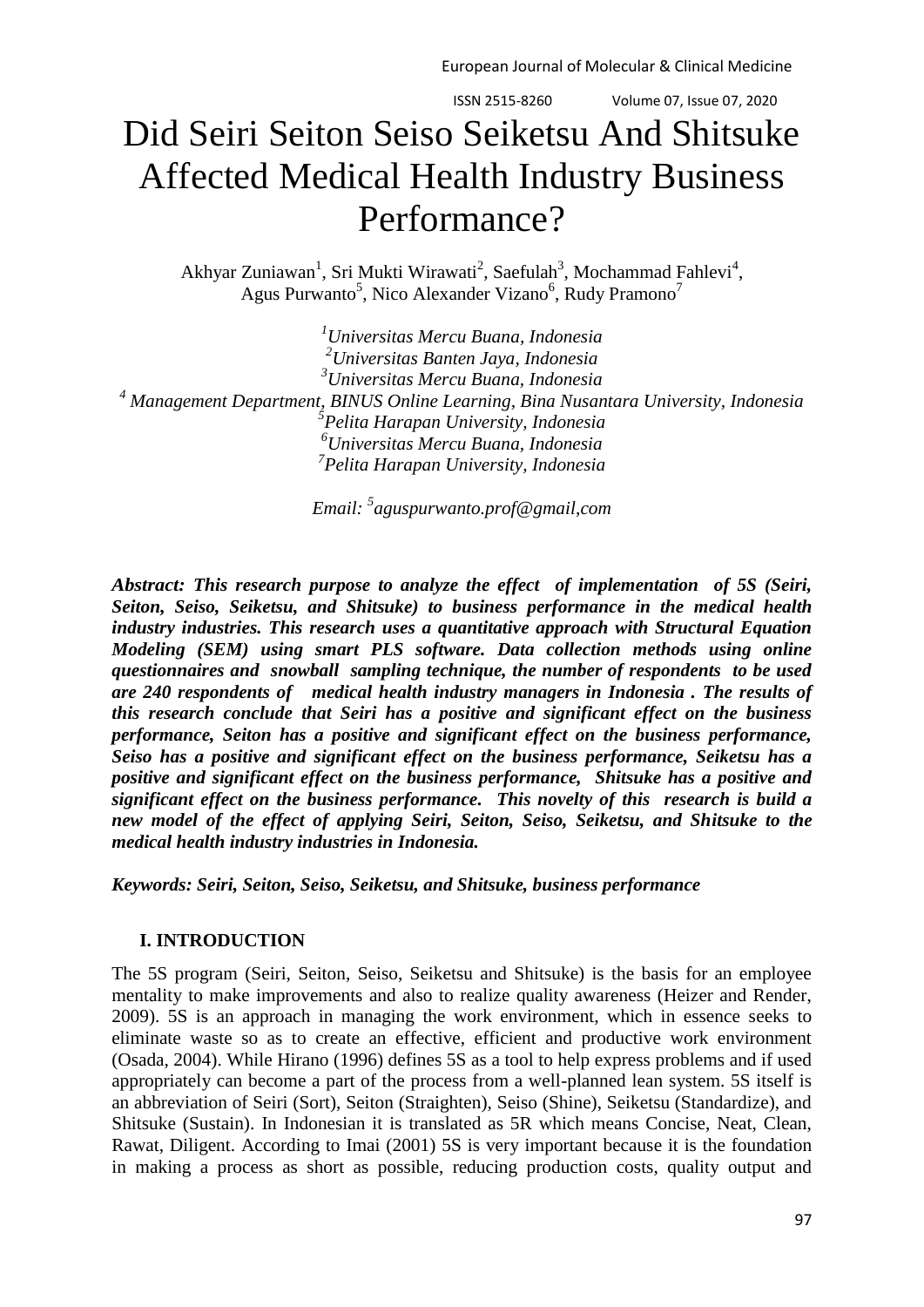# Did Seiri Seiton Seiso Seiketsu And Shitsuke Affected Medical Health Industry Business Performance?

Akhyar Zuniawan[1], Sri Mukti Wirawati[2], Saefulah[3], Mochammad Fahlevi[4], Agus Purwanto[5], Nico Alexander Vizano[6], Rudy Pramono[7]

*[1]Universitas Mercu Buana, Indonesia*
*[2]Universitas Banten Jaya, Indonesia*
*[3]Universitas Mercu Buana, Indonesia*
*[4] Management Department, BINUS Online Learning, Bina Nusantara University, Indonesia*
*[5]Pelita Harapan University, Indonesia*
*[6]Universitas Mercu Buana, Indonesia*
*[7]Pelita Harapan University, Indonesia*

*Email: [5]aguspurwanto.prof@gmail,com*

***Abstract: This research purpose to analyze the effect of implementation of 5S (Seiri, Seiton, Seiso, Seiketsu, and Shitsuke) to business performance in the medical health industry industries. This research uses a quantitative approach with Structural Equation Modeling (SEM) using smart PLS software. Data collection methods using online questionnaires and snowball sampling technique, the number of respondents to be used are 240 respondents of medical health industry managers in Indonesia . The results of this research conclude that Seiri has a positive and significant effect on the business performance, Seiton has a positive and significant effect on the business performance, Seiso has a positive and significant effect on the business performance, Seiketsu has a positive and significant effect on the business performance, Shitsuke has a positive and significant effect on the business performance. This novelty of this research is build a new model of the effect of applying Seiri, Seiton, Seiso, Seiketsu, and Shitsuke to the medical health industry industries in Indonesia.***

***Keywords: Seiri, Seiton, Seiso, Seiketsu, and Shitsuke, business performance***

## I. INTRODUCTION

The 5S program (Seiri, Seiton, Seiso, Seiketsu and Shitsuke) is the basis for an employee mentality to make improvements and also to realize quality awareness (Heizer and Render, 2009). 5S is an approach in managing the work environment, which in essence seeks to eliminate waste so as to create an effective, efficient and productive work environment (Osada, 2004). While Hirano (1996) defines 5S as a tool to help express problems and if used appropriately can become a part of the process from a well-planned lean system. 5S itself is an abbreviation of Seiri (Sort), Seiton (Straighten), Seiso (Shine), Seiketsu (Standardize), and Shitsuke (Sustain). In Indonesian it is translated as 5R which means Concise, Neat, Clean, Rawat, Diligent. According to Imai (2001) 5S is very important because it is the foundation in making a process as short as possible, reducing production costs, quality output and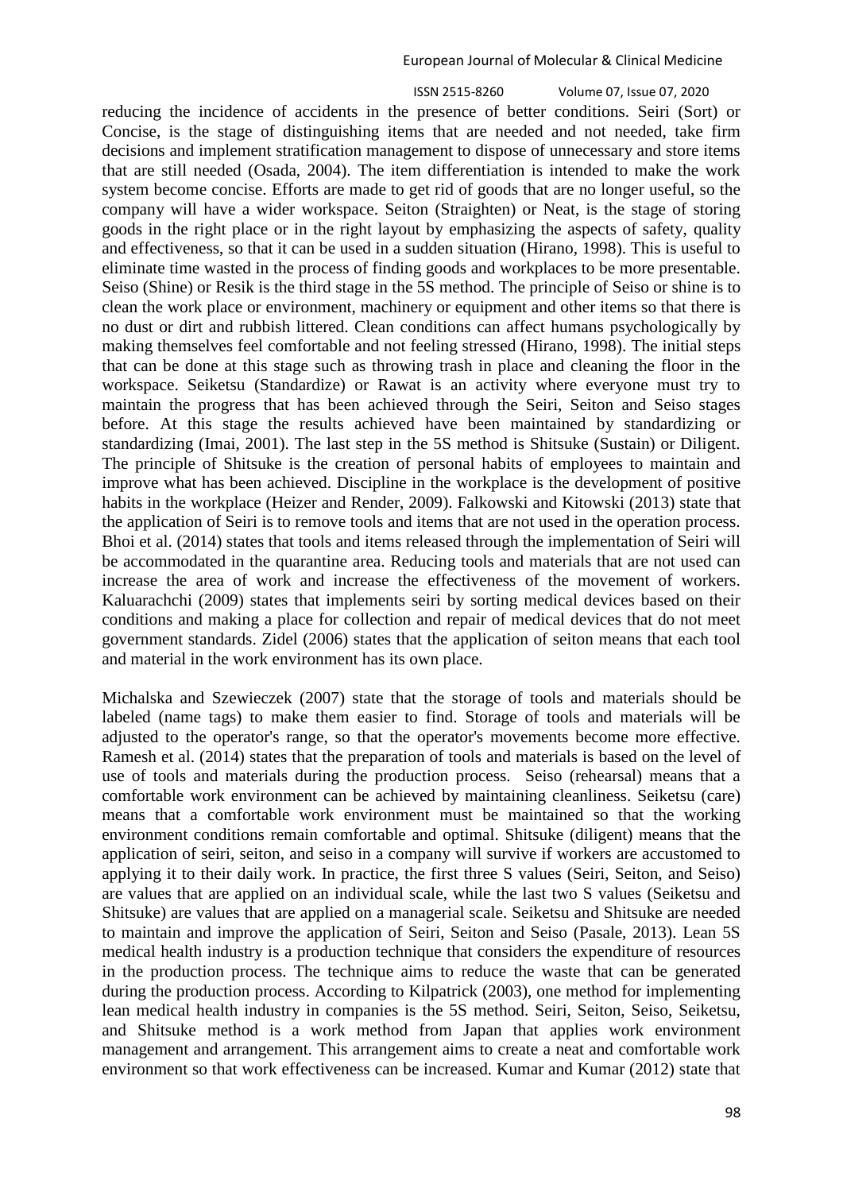reducing the incidence of accidents in the presence of better conditions. Seiri (Sort) or Concise, is the stage of distinguishing items that are needed and not needed, take firm decisions and implement stratification management to dispose of unnecessary and store items that are still needed (Osada, 2004). The item differentiation is intended to make the work system become concise. Efforts are made to get rid of goods that are no longer useful, so the company will have a wider workspace. Seiton (Straighten) or Neat, is the stage of storing goods in the right place or in the right layout by emphasizing the aspects of safety, quality and effectiveness, so that it can be used in a sudden situation (Hirano, 1998). This is useful to eliminate time wasted in the process of finding goods and workplaces to be more presentable. Seiso (Shine) or Resik is the third stage in the 5S method. The principle of Seiso or shine is to clean the work place or environment, machinery or equipment and other items so that there is no dust or dirt and rubbish littered. Clean conditions can affect humans psychologically by making themselves feel comfortable and not feeling stressed (Hirano, 1998). The initial steps that can be done at this stage such as throwing trash in place and cleaning the floor in the workspace. Seiketsu (Standardize) or Rawat is an activity where everyone must try to maintain the progress that has been achieved through the Seiri, Seiton and Seiso stages before. At this stage the results achieved have been maintained by standardizing or standardizing (Imai, 2001). The last step in the 5S method is Shitsuke (Sustain) or Diligent. The principle of Shitsuke is the creation of personal habits of employees to maintain and improve what has been achieved. Discipline in the workplace is the development of positive habits in the workplace (Heizer and Render, 2009). Falkowski and Kitowski (2013) state that the application of Seiri is to remove tools and items that are not used in the operation process. Bhoi et al. (2014) states that tools and items released through the implementation of Seiri will be accommodated in the quarantine area. Reducing tools and materials that are not used can increase the area of work and increase the effectiveness of the movement of workers. Kaluarachchi (2009) states that implements seiri by sorting medical devices based on their conditions and making a place for collection and repair of medical devices that do not meet government standards. Zidel (2006) states that the application of seiton means that each tool and material in the work environment has its own place.

Michalska and Szewieczek (2007) state that the storage of tools and materials should be labeled (name tags) to make them easier to find. Storage of tools and materials will be adjusted to the operator's range, so that the operator's movements become more effective. Ramesh et al. (2014) states that the preparation of tools and materials is based on the level of use of tools and materials during the production process. Seiso (rehearsal) means that a comfortable work environment can be achieved by maintaining cleanliness. Seiketsu (care) means that a comfortable work environment must be maintained so that the working environment conditions remain comfortable and optimal. Shitsuke (diligent) means that the application of seiri, seiton, and seiso in a company will survive if workers are accustomed to applying it to their daily work. In practice, the first three S values (Seiri, Seiton, and Seiso) are values that are applied on an individual scale, while the last two S values (Seiketsu and Shitsuke) are values that are applied on a managerial scale. Seiketsu and Shitsuke are needed to maintain and improve the application of Seiri, Seiton and Seiso (Pasale, 2013). Lean 5S medical health industry is a production technique that considers the expenditure of resources in the production process. The technique aims to reduce the waste that can be generated during the production process. According to Kilpatrick (2003), one method for implementing lean medical health industry in companies is the 5S method. Seiri, Seiton, Seiso, Seiketsu, and Shitsuke method is a work method from Japan that applies work environment management and arrangement. This arrangement aims to create a neat and comfortable work environment so that work effectiveness can be increased. Kumar and Kumar (2012) state that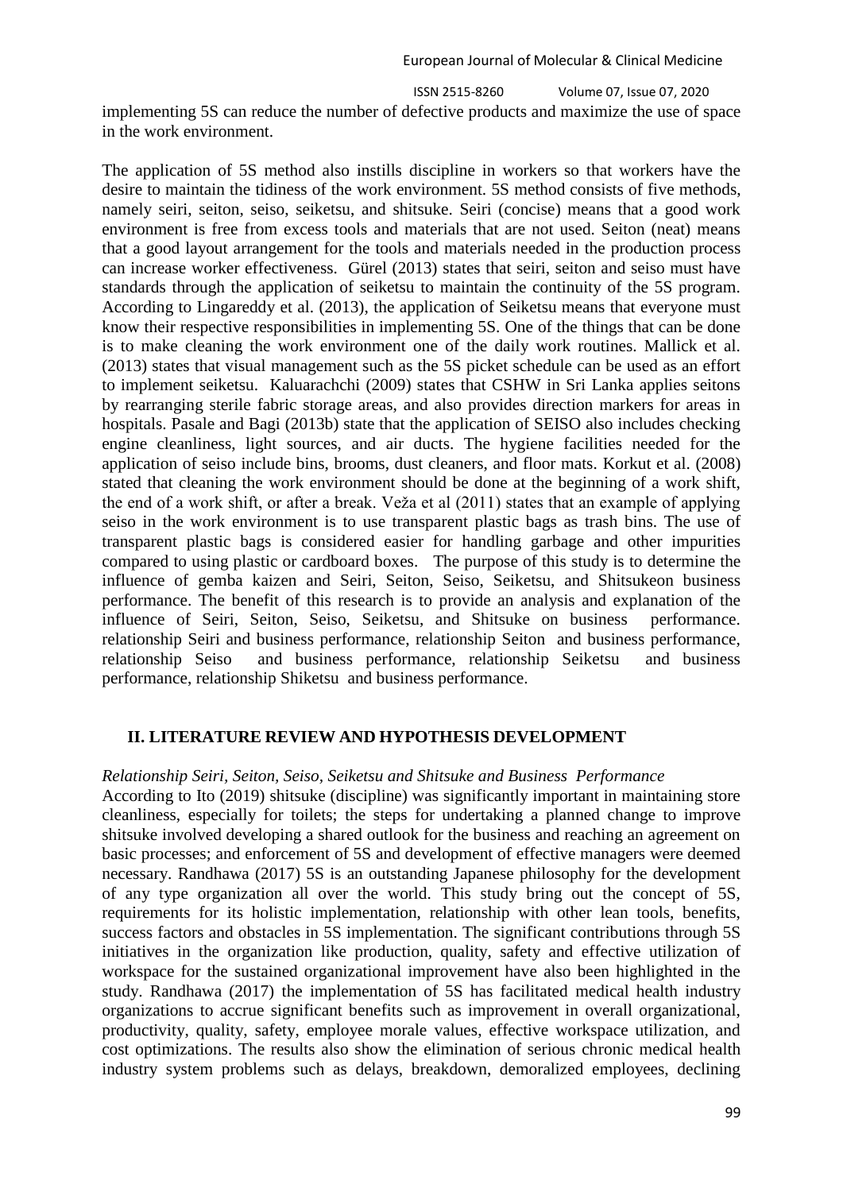implementing 5S can reduce the number of defective products and maximize the use of space in the work environment.

The application of 5S method also instills discipline in workers so that workers have the desire to maintain the tidiness of the work environment. 5S method consists of five methods, namely seiri, seiton, seiso, seiketsu, and shitsuke. Seiri (concise) means that a good work environment is free from excess tools and materials that are not used. Seiton (neat) means that a good layout arrangement for the tools and materials needed in the production process can increase worker effectiveness. Gürel (2013) states that seiri, seiton and seiso must have standards through the application of seiketsu to maintain the continuity of the 5S program. According to Lingareddy et al. (2013), the application of Seiketsu means that everyone must know their respective responsibilities in implementing 5S. One of the things that can be done is to make cleaning the work environment one of the daily work routines. Mallick et al. (2013) states that visual management such as the 5S picket schedule can be used as an effort to implement seiketsu. Kaluarachchi (2009) states that CSHW in Sri Lanka applies seitons by rearranging sterile fabric storage areas, and also provides direction markers for areas in hospitals. Pasale and Bagi (2013b) state that the application of SEISO also includes checking engine cleanliness, light sources, and air ducts. The hygiene facilities needed for the application of seiso include bins, brooms, dust cleaners, and floor mats. Korkut et al. (2008) stated that cleaning the work environment should be done at the beginning of a work shift, the end of a work shift, or after a break. Veža et al (2011) states that an example of applying seiso in the work environment is to use transparent plastic bags as trash bins. The use of transparent plastic bags is considered easier for handling garbage and other impurities compared to using plastic or cardboard boxes. The purpose of this study is to determine the influence of gemba kaizen and Seiri, Seiton, Seiso, Seiketsu, and Shitsukeon business performance. The benefit of this research is to provide an analysis and explanation of the influence of Seiri, Seiton, Seiso, Seiketsu, and Shitsuke on business performance. relationship Seiri and business performance, relationship Seiton and business performance, relationship Seiso and business performance, relationship Seiketsu and business performance, relationship Shiketsu and business performance.

## II. LITERATURE REVIEW AND HYPOTHESIS DEVELOPMENT

*Relationship Seiri, Seiton, Seiso, Seiketsu and Shitsuke and Business Performance*

According to Ito (2019) shitsuke (discipline) was significantly important in maintaining store cleanliness, especially for toilets; the steps for undertaking a planned change to improve shitsuke involved developing a shared outlook for the business and reaching an agreement on basic processes; and enforcement of 5S and development of effective managers were deemed necessary. Randhawa (2017) 5S is an outstanding Japanese philosophy for the development of any type organization all over the world. This study bring out the concept of 5S, requirements for its holistic implementation, relationship with other lean tools, benefits, success factors and obstacles in 5S implementation. The significant contributions through 5S initiatives in the organization like production, quality, safety and effective utilization of workspace for the sustained organizational improvement have also been highlighted in the study. Randhawa (2017) the implementation of 5S has facilitated medical health industry organizations to accrue significant benefits such as improvement in overall organizational, productivity, quality, safety, employee morale values, effective workspace utilization, and cost optimizations. The results also show the elimination of serious chronic medical health industry system problems such as delays, breakdown, demoralized employees, declining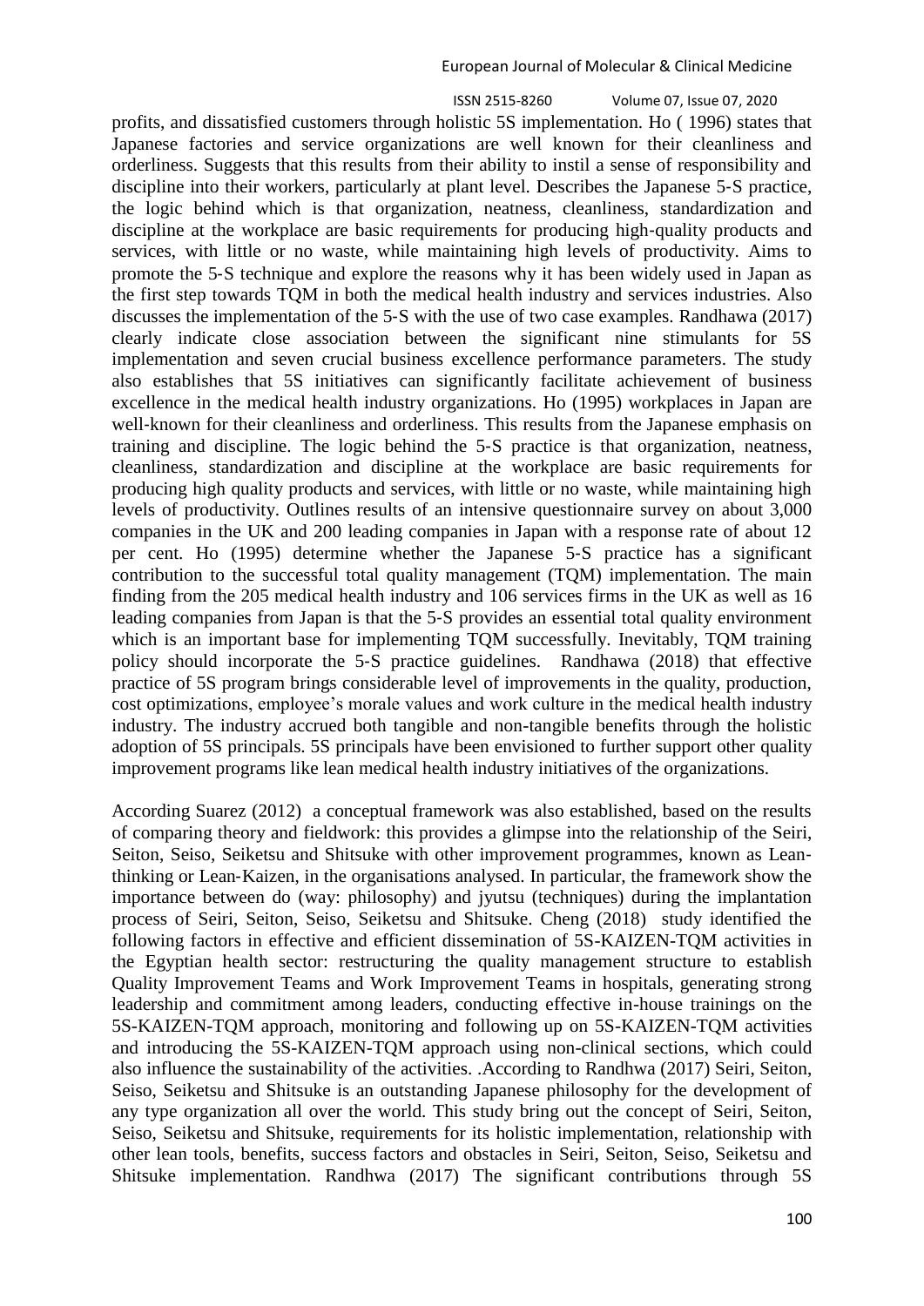profits, and dissatisfied customers through holistic 5S implementation. Ho ( 1996) states that Japanese factories and service organizations are well known for their cleanliness and orderliness. Suggests that this results from their ability to instil a sense of responsibility and discipline into their workers, particularly at plant level. Describes the Japanese 5-S practice, the logic behind which is that organization, neatness, cleanliness, standardization and discipline at the workplace are basic requirements for producing high-quality products and services, with little or no waste, while maintaining high levels of productivity. Aims to promote the 5-S technique and explore the reasons why it has been widely used in Japan as the first step towards TQM in both the medical health industry and services industries. Also discusses the implementation of the 5-S with the use of two case examples. Randhawa (2017) clearly indicate close association between the significant nine stimulants for 5S implementation and seven crucial business excellence performance parameters. The study also establishes that 5S initiatives can significantly facilitate achievement of business excellence in the medical health industry organizations. Ho (1995) workplaces in Japan are well-known for their cleanliness and orderliness. This results from the Japanese emphasis on training and discipline. The logic behind the 5-S practice is that organization, neatness, cleanliness, standardization and discipline at the workplace are basic requirements for producing high quality products and services, with little or no waste, while maintaining high levels of productivity. Outlines results of an intensive questionnaire survey on about 3,000 companies in the UK and 200 leading companies in Japan with a response rate of about 12 per cent. Ho (1995) determine whether the Japanese 5-S practice has a significant contribution to the successful total quality management (TQM) implementation. The main finding from the 205 medical health industry and 106 services firms in the UK as well as 16 leading companies from Japan is that the 5-S provides an essential total quality environment which is an important base for implementing TQM successfully. Inevitably, TQM training policy should incorporate the 5-S practice guidelines. Randhawa (2018) that effective practice of 5S program brings considerable level of improvements in the quality, production, cost optimizations, employee's morale values and work culture in the medical health industry industry. The industry accrued both tangible and non-tangible benefits through the holistic adoption of 5S principals. 5S principals have been envisioned to further support other quality improvement programs like lean medical health industry initiatives of the organizations.

According Suarez (2012) a conceptual framework was also established, based on the results of comparing theory and fieldwork: this provides a glimpse into the relationship of the Seiri, Seiton, Seiso, Seiketsu and Shitsuke with other improvement programmes, known as Lean-thinking or Lean-Kaizen, in the organisations analysed. In particular, the framework show the importance between do (way: philosophy) and jyutsu (techniques) during the implantation process of Seiri, Seiton, Seiso, Seiketsu and Shitsuke. Cheng (2018) study identified the following factors in effective and efficient dissemination of 5S-KAIZEN-TQM activities in the Egyptian health sector: restructuring the quality management structure to establish Quality Improvement Teams and Work Improvement Teams in hospitals, generating strong leadership and commitment among leaders, conducting effective in-house trainings on the 5S-KAIZEN-TQM approach, monitoring and following up on 5S-KAIZEN-TQM activities and introducing the 5S-KAIZEN-TQM approach using non-clinical sections, which could also influence the sustainability of the activities. .According to Randhwa (2017) Seiri, Seiton, Seiso, Seiketsu and Shitsuke is an outstanding Japanese philosophy for the development of any type organization all over the world. This study bring out the concept of Seiri, Seiton, Seiso, Seiketsu and Shitsuke, requirements for its holistic implementation, relationship with other lean tools, benefits, success factors and obstacles in Seiri, Seiton, Seiso, Seiketsu and Shitsuke implementation. Randhwa (2017) The significant contributions through 5S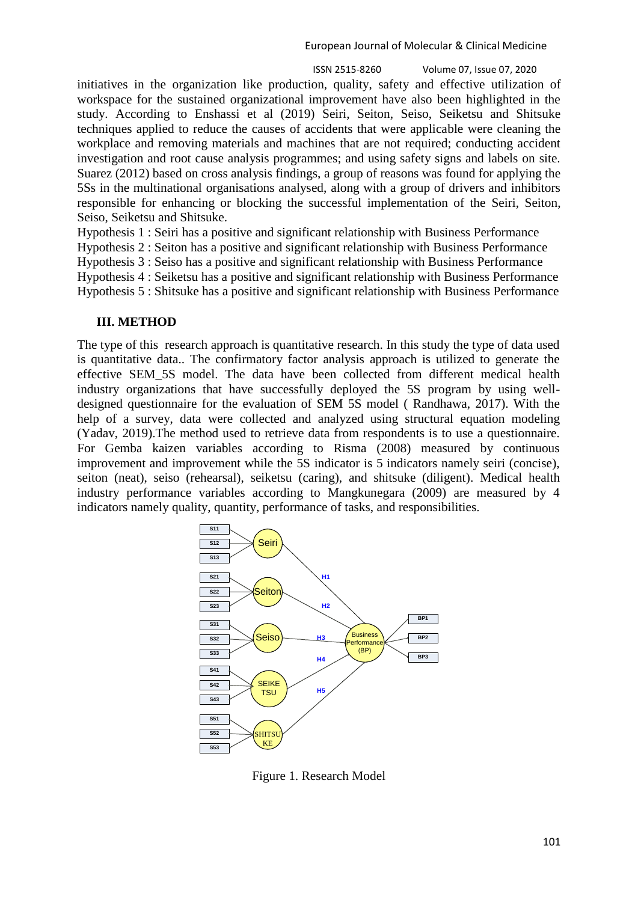initiatives in the organization like production, quality, safety and effective utilization of workspace for the sustained organizational improvement have also been highlighted in the study. According to Enshassi et al (2019) Seiri, Seiton, Seiso, Seiketsu and Shitsuke techniques applied to reduce the causes of accidents that were applicable were cleaning the workplace and removing materials and machines that are not required; conducting accident investigation and root cause analysis programmes; and using safety signs and labels on site. Suarez (2012) based on cross analysis findings, a group of reasons was found for applying the 5Ss in the multinational organisations analysed, along with a group of drivers and inhibitors responsible for enhancing or blocking the successful implementation of the Seiri, Seiton, Seiso, Seiketsu and Shitsuke.

Hypothesis 1 : Seiri has a positive and significant relationship with Business Performance
Hypothesis 2 : Seiton has a positive and significant relationship with Business Performance
Hypothesis 3 : Seiso has a positive and significant relationship with Business Performance
Hypothesis 4 : Seiketsu has a positive and significant relationship with Business Performance
Hypothesis 5 : Shitsuke has a positive and significant relationship with Business Performance

## III. METHOD

The type of this research approach is quantitative research. In this study the type of data used is quantitative data.. The confirmatory factor analysis approach is utilized to generate the effective SEM_5S model. The data have been collected from different medical health industry organizations that have successfully deployed the 5S program by using well-designed questionnaire for the evaluation of SEM 5S model ( Randhawa, 2017). With the help of a survey, data were collected and analyzed using structural equation modeling (Yadav, 2019).The method used to retrieve data from respondents is to use a questionnaire. For Gemba kaizen variables according to Risma (2008) measured by continuous improvement and improvement while the 5S indicator is 5 indicators namely seiri (concise), seiton (neat), seiso (rehearsal), seiketsu (caring), and shitsuke (diligent). Medical health industry performance variables according to Mangkunegara (2009) are measured by 4 indicators namely quality, quantity, performance of tasks, and responsibilities.

Figure 1. Research Model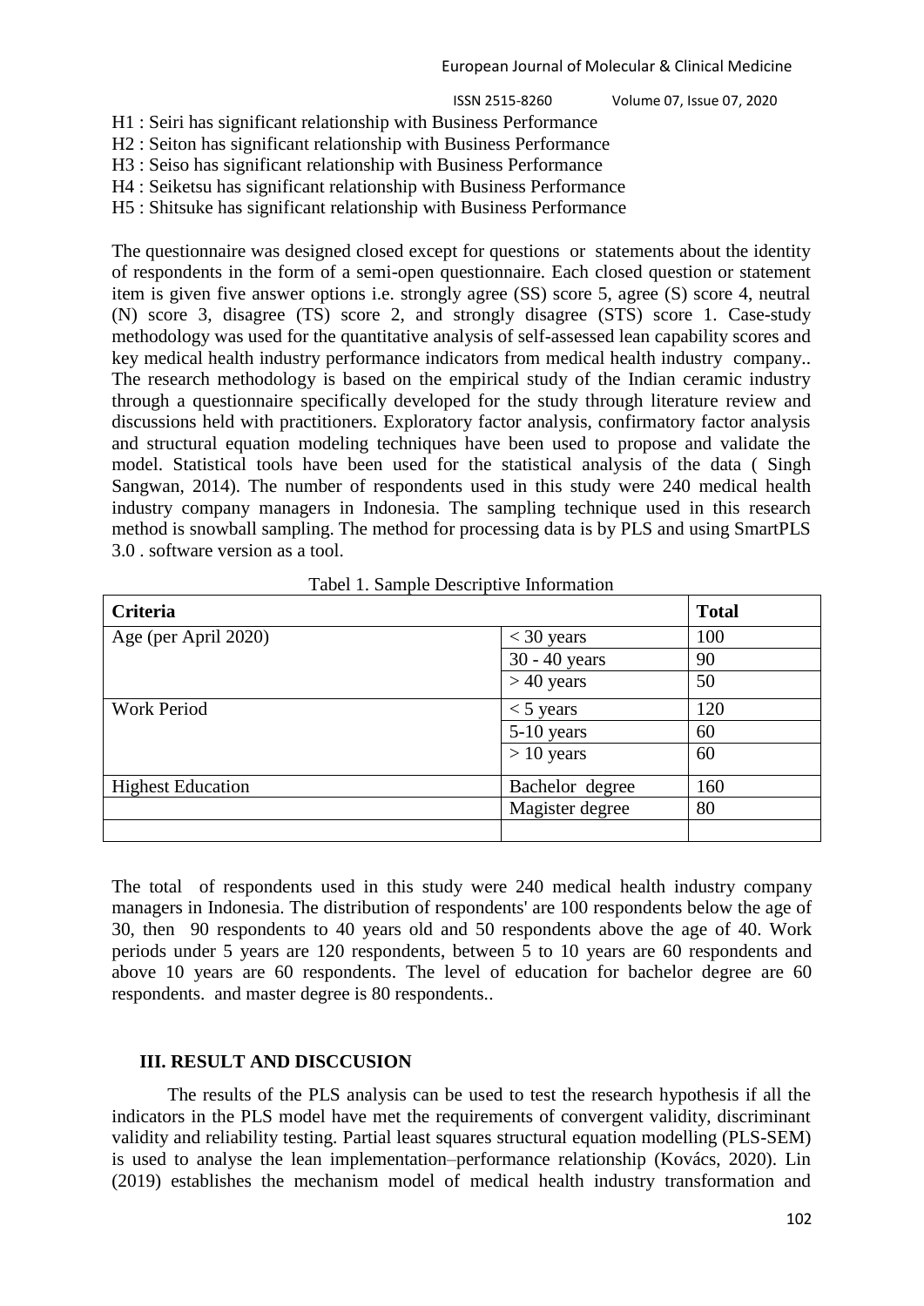H1 : Seiri has significant relationship with Business Performance
H2 : Seiton has significant relationship with Business Performance
H3 : Seiso has significant relationship with Business Performance
H4 : Seiketsu has significant relationship with Business Performance
H5 : Shitsuke has significant relationship with Business Performance

The questionnaire was designed closed except for questions or statements about the identity of respondents in the form of a semi-open questionnaire. Each closed question or statement item is given five answer options i.e. strongly agree (SS) score 5, agree (S) score 4, neutral (N) score 3, disagree (TS) score 2, and strongly disagree (STS) score 1. Case-study methodology was used for the quantitative analysis of self-assessed lean capability scores and key medical health industry performance indicators from medical health industry company.. The research methodology is based on the empirical study of the Indian ceramic industry through a questionnaire specifically developed for the study through literature review and discussions held with practitioners. Exploratory factor analysis, confirmatory factor analysis and structural equation modeling techniques have been used to propose and validate the model. Statistical tools have been used for the statistical analysis of the data ( Singh Sangwan, 2014). The number of respondents used in this study were 240 medical health industry company managers in Indonesia. The sampling technique used in this research method is snowball sampling. The method for processing data is by PLS and using SmartPLS 3.0 . software version as a tool.

Tabel 1. Sample Descriptive Information

| **Criteria** | | **Total** |
|---|---|---|
| Age (per April 2020) | < 30 years | 100 |
| | 30 - 40 years | 90 |
| | > 40 years | 50 |
| Work Period | < 5 years | 120 |
| | 5-10 years | 60 |
| | > 10 years | 60 |
| Highest Education | Bachelor degree | 160 |
| | Magister degree | 80 |
| | | |

The total of respondents used in this study were 240 medical health industry company managers in Indonesia. The distribution of respondents' are 100 respondents below the age of 30, then 90 respondents to 40 years old and 50 respondents above the age of 40. Work periods under 5 years are 120 respondents, between 5 to 10 years are 60 respondents and above 10 years are 60 respondents. The level of education for bachelor degree are 60 respondents. and master degree is 80 respondents..

## III. RESULT AND DISCCUSION

The results of the PLS analysis can be used to test the research hypothesis if all the indicators in the PLS model have met the requirements of convergent validity, discriminant validity and reliability testing. Partial least squares structural equation modelling (PLS-SEM) is used to analyse the lean implementation–performance relationship (Kovács, 2020). Lin (2019) establishes the mechanism model of medical health industry transformation and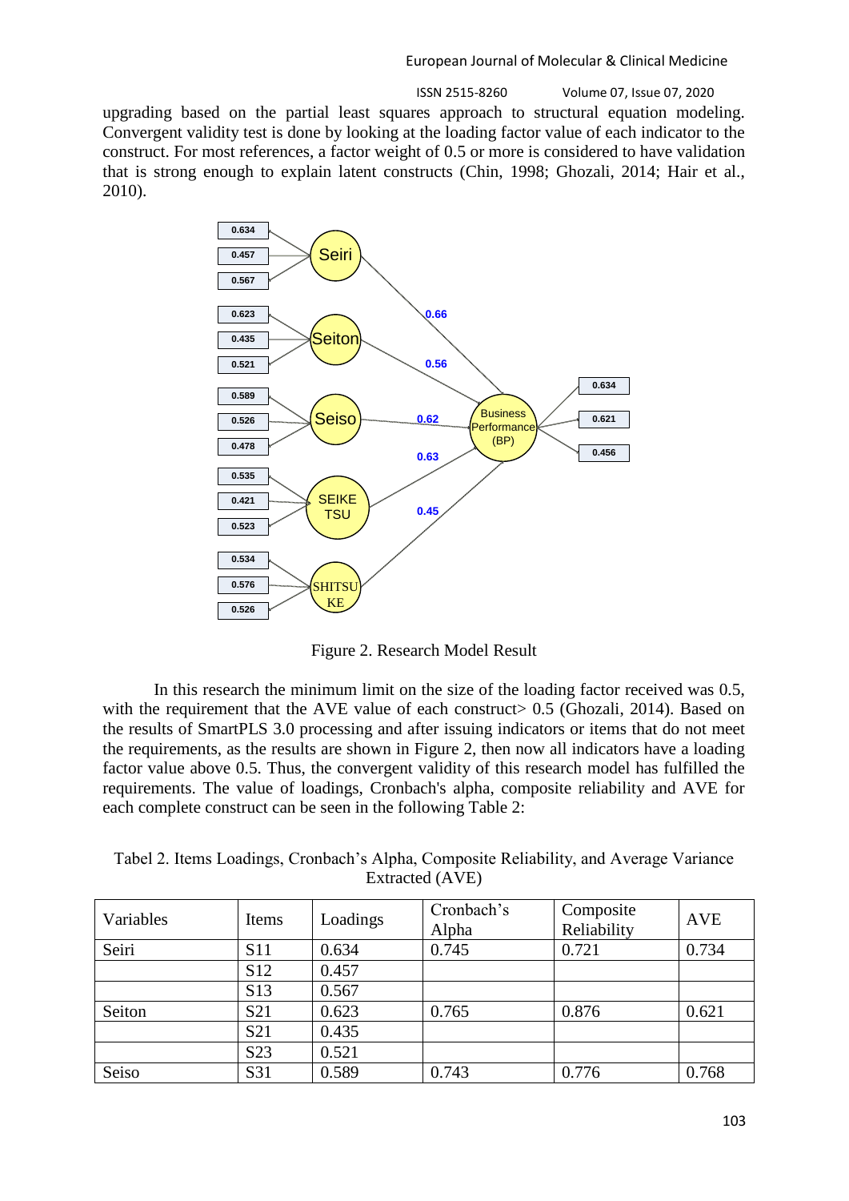upgrading based on the partial least squares approach to structural equation modeling. Convergent validity test is done by looking at the loading factor value of each indicator to the construct. For most references, a factor weight of 0.5 or more is considered to have validation that is strong enough to explain latent constructs (Chin, 1998; Ghozali, 2014; Hair et al., 2010).

Figure 2. Research Model Result

In this research the minimum limit on the size of the loading factor received was 0.5, with the requirement that the AVE value of each construct> 0.5 (Ghozali, 2014). Based on the results of SmartPLS 3.0 processing and after issuing indicators or items that do not meet the requirements, as the results are shown in Figure 2, then now all indicators have a loading factor value above 0.5. Thus, the convergent validity of this research model has fulfilled the requirements. The value of loadings, Cronbach's alpha, composite reliability and AVE for each complete construct can be seen in the following Table 2:

Tabel 2. Items Loadings, Cronbach's Alpha, Composite Reliability, and Average Variance Extracted (AVE)

| Variables | Items | Loadings | Cronbach's Alpha | Composite Reliability | AVE |
|---|---|---|---|---|---|
| Seiri | S11 | 0.634 | 0.745 | 0.721 | 0.734 |
| | S12 | 0.457 | | | |
| | S13 | 0.567 | | | |
| Seiton | S21 | 0.623 | 0.765 | 0.876 | 0.621 |
| | S21 | 0.435 | | | |
| | S23 | 0.521 | | | |
| Seiso | S31 | 0.589 | 0.743 | 0.776 | 0.768 |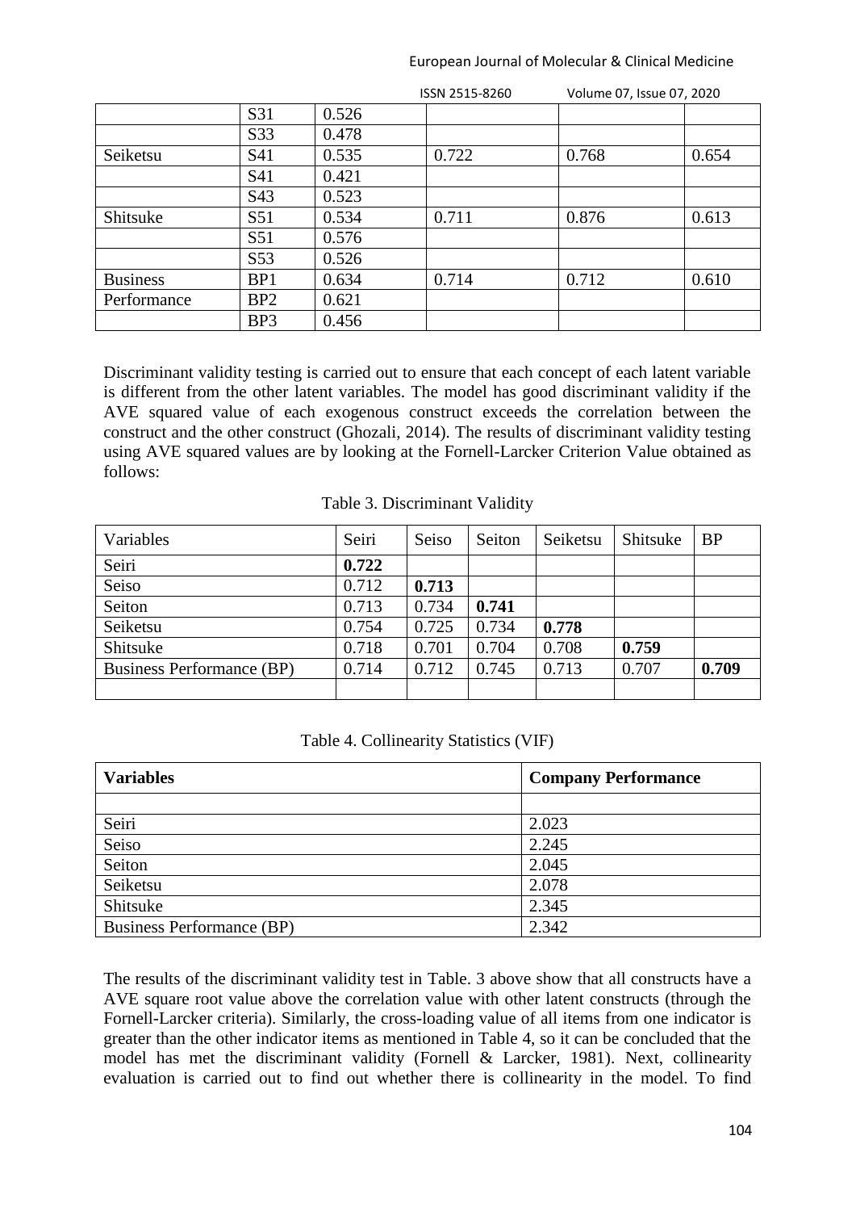|  | S31 | 0.526 |  |  |  |
|---|---|---|---|---|---|
|  | S33 | 0.478 |  |  |  |
| Seiketsu | S41 | 0.535 | 0.722 | 0.768 | 0.654 |
|  | S41 | 0.421 |  |  |  |
|  | S43 | 0.523 |  |  |  |
| Shitsuke | S51 | 0.534 | 0.711 | 0.876 | 0.613 |
|  | S51 | 0.576 |  |  |  |
|  | S53 | 0.526 |  |  |  |
| Business | BP1 | 0.634 | 0.714 | 0.712 | 0.610 |
| Performance | BP2 | 0.621 |  |  |  |
|  | BP3 | 0.456 |  |  |  |

Discriminant validity testing is carried out to ensure that each concept of each latent variable is different from the other latent variables. The model has good discriminant validity if the AVE squared value of each exogenous construct exceeds the correlation between the construct and the other construct (Ghozali, 2014). The results of discriminant validity testing using AVE squared values are by looking at the Fornell-Larcker Criterion Value obtained as follows:

Table 3. Discriminant Validity

| Variables | Seiri | Seiso | Seiton | Seiketsu | Shitsuke | BP |
|---|---|---|---|---|---|---|
| Seiri | **0.722** |  |  |  |  |  |
| Seiso | 0.712 | **0.713** |  |  |  |  |
| Seiton | 0.713 | 0.734 | **0.741** |  |  |  |
| Seiketsu | 0.754 | 0.725 | 0.734 | **0.778** |  |  |
| Shitsuke | 0.718 | 0.701 | 0.704 | 0.708 | **0.759** |  |
| Business Performance (BP) | 0.714 | 0.712 | 0.745 | 0.713 | 0.707 | **0.709** |
|  |  |  |  |  |  |  |

Table 4. Collinearity Statistics (VIF)

| **Variables** | **Company Performance** |
|---|---|
|  |  |
| Seiri | 2.023 |
| Seiso | 2.245 |
| Seiton | 2.045 |
| Seiketsu | 2.078 |
| Shitsuke | 2.345 |
| Business Performance (BP) | 2.342 |

The results of the discriminant validity test in Table. 3 above show that all constructs have a AVE square root value above the correlation value with other latent constructs (through the Fornell-Larcker criteria). Similarly, the cross-loading value of all items from one indicator is greater than the other indicator items as mentioned in Table 4, so it can be concluded that the model has met the discriminant validity (Fornell & Larcker, 1981). Next, collinearity evaluation is carried out to find out whether there is collinearity in the model. To find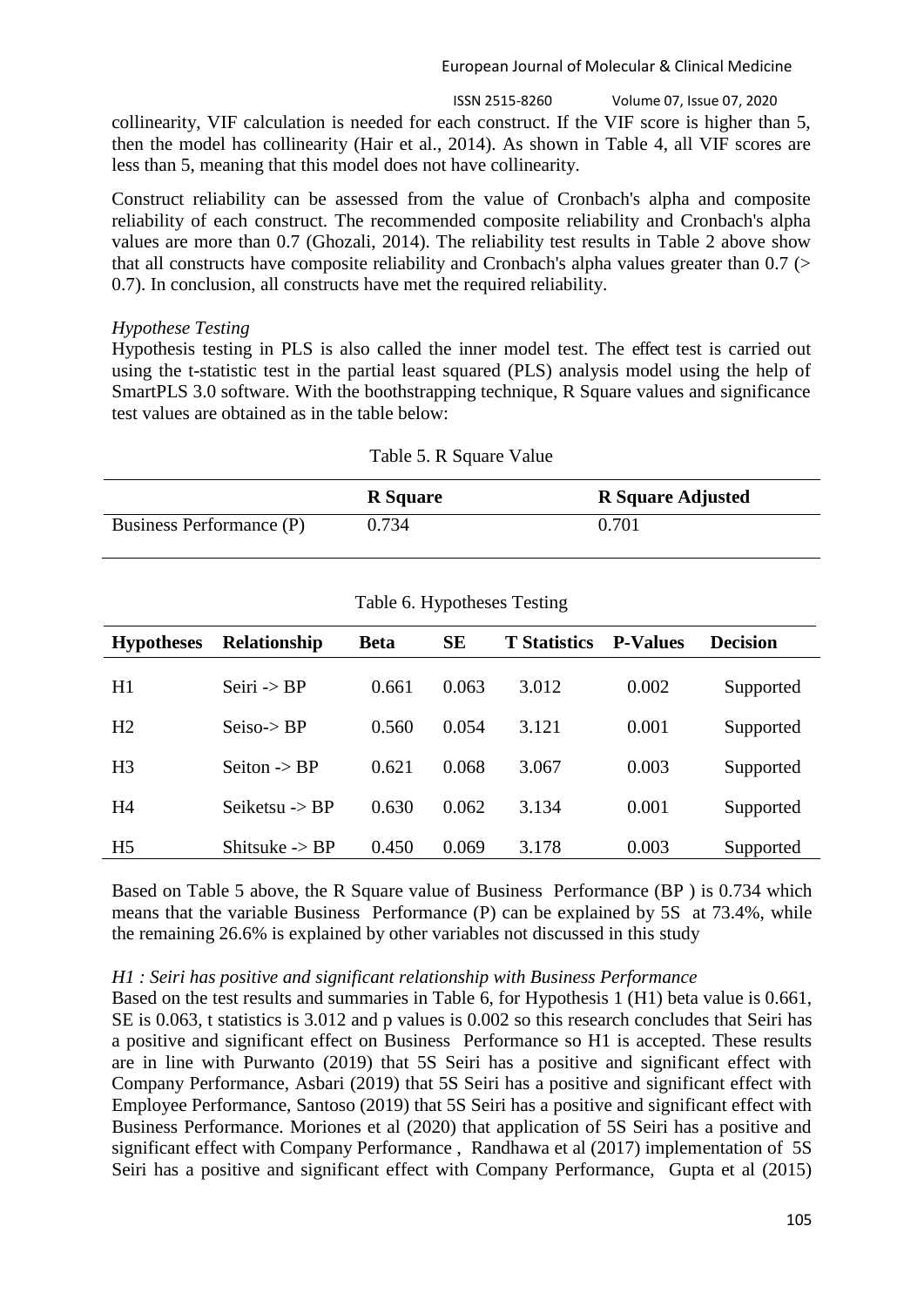collinearity, VIF calculation is needed for each construct. If the VIF score is higher than 5, then the model has collinearity (Hair et al., 2014). As shown in Table 4, all VIF scores are less than 5, meaning that this model does not have collinearity.

Construct reliability can be assessed from the value of Cronbach's alpha and composite reliability of each construct. The recommended composite reliability and Cronbach's alpha values are more than 0.7 (Ghozali, 2014). The reliability test results in Table 2 above show that all constructs have composite reliability and Cronbach's alpha values greater than 0.7 (> 0.7). In conclusion, all constructs have met the required reliability.

*Hypothese Testing*

Hypothesis testing in PLS is also called the inner model test. The effect test is carried out using the t-statistic test in the partial least squared (PLS) analysis model using the help of SmartPLS 3.0 software. With the boothstrapping technique, R Square values and significance test values are obtained as in the table below:

Table 5. R Square Value

| | **R Square** | **R Square Adjusted** |
|---|---|---|
| Business Performance (P) | 0.734 | 0.701 |

Table 6. Hypotheses Testing

| **Hypotheses** | **Relationship** | **Beta** | **SE** | **T Statistics** | **P-Values** | **Decision** |
|---|---|---|---|---|---|---|
| H1 | Seiri -> BP | 0.661 | 0.063 | 3.012 | 0.002 | Supported |
| H2 | Seiso-> BP | 0.560 | 0.054 | 3.121 | 0.001 | Supported |
| H3 | Seiton -> BP | 0.621 | 0.068 | 3.067 | 0.003 | Supported |
| H4 | Seiketsu -> BP | 0.630 | 0.062 | 3.134 | 0.001 | Supported |
| H5 | Shitsuke -> BP | 0.450 | 0.069 | 3.178 | 0.003 | Supported |

Based on Table 5 above, the R Square value of Business Performance (BP ) is 0.734 which means that the variable Business Performance (P) can be explained by 5S at 73.4%, while the remaining 26.6% is explained by other variables not discussed in this study

*H1 : Seiri has positive and significant relationship with Business Performance*

Based on the test results and summaries in Table 6, for Hypothesis 1 (H1) beta value is 0.661, SE is 0.063, t statistics is 3.012 and p values is 0.002 so this research concludes that Seiri has a positive and significant effect on Business Performance so H1 is accepted. These results are in line with Purwanto (2019) that 5S Seiri has a positive and significant effect with Company Performance, Asbari (2019) that 5S Seiri has a positive and significant effect with Employee Performance, Santoso (2019) that 5S Seiri has a positive and significant effect with Business Performance. Moriones et al (2020) that application of 5S Seiri has a positive and significant effect with Company Performance , Randhawa et al (2017) implementation of 5S Seiri has a positive and significant effect with Company Performance, Gupta et al (2015)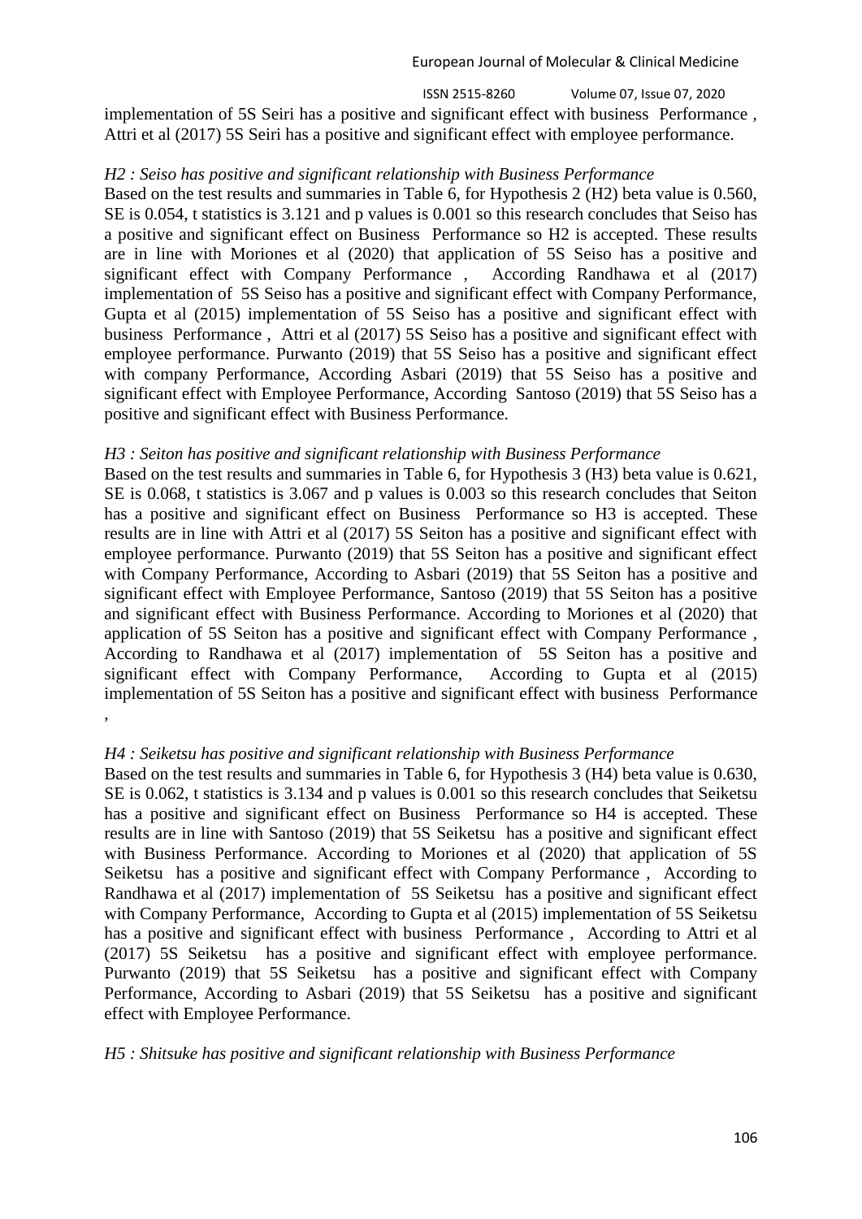implementation of 5S Seiri has a positive and significant effect with business Performance , Attri et al (2017) 5S Seiri has a positive and significant effect with employee performance.

*H2 : Seiso has positive and significant relationship with Business Performance*

Based on the test results and summaries in Table 6, for Hypothesis 2 (H2) beta value is 0.560, SE is 0.054, t statistics is 3.121 and p values is 0.001 so this research concludes that Seiso has a positive and significant effect on Business Performance so H2 is accepted. These results are in line with Moriones et al (2020) that application of 5S Seiso has a positive and significant effect with Company Performance , According Randhawa et al (2017) implementation of 5S Seiso has a positive and significant effect with Company Performance, Gupta et al (2015) implementation of 5S Seiso has a positive and significant effect with business Performance , Attri et al (2017) 5S Seiso has a positive and significant effect with employee performance. Purwanto (2019) that 5S Seiso has a positive and significant effect with company Performance, According Asbari (2019) that 5S Seiso has a positive and significant effect with Employee Performance, According Santoso (2019) that 5S Seiso has a positive and significant effect with Business Performance.

*H3 : Seiton has positive and significant relationship with Business Performance*

Based on the test results and summaries in Table 6, for Hypothesis 3 (H3) beta value is 0.621, SE is 0.068, t statistics is 3.067 and p values is 0.003 so this research concludes that Seiton has a positive and significant effect on Business Performance so H3 is accepted. These results are in line with Attri et al (2017) 5S Seiton has a positive and significant effect with employee performance. Purwanto (2019) that 5S Seiton has a positive and significant effect with Company Performance, According to Asbari (2019) that 5S Seiton has a positive and significant effect with Employee Performance, Santoso (2019) that 5S Seiton has a positive and significant effect with Business Performance. According to Moriones et al (2020) that application of 5S Seiton has a positive and significant effect with Company Performance , According to Randhawa et al (2017) implementation of 5S Seiton has a positive and significant effect with Company Performance, According to Gupta et al (2015) implementation of 5S Seiton has a positive and significant effect with business Performance ,

*H4 : Seiketsu has positive and significant relationship with Business Performance*

Based on the test results and summaries in Table 6, for Hypothesis 3 (H4) beta value is 0.630, SE is 0.062, t statistics is 3.134 and p values is 0.001 so this research concludes that Seiketsu has a positive and significant effect on Business Performance so H4 is accepted. These results are in line with Santoso (2019) that 5S Seiketsu has a positive and significant effect with Business Performance. According to Moriones et al (2020) that application of 5S Seiketsu has a positive and significant effect with Company Performance , According to Randhawa et al (2017) implementation of 5S Seiketsu has a positive and significant effect with Company Performance, According to Gupta et al (2015) implementation of 5S Seiketsu has a positive and significant effect with business Performance , According to Attri et al (2017) 5S Seiketsu has a positive and significant effect with employee performance. Purwanto (2019) that 5S Seiketsu has a positive and significant effect with Company Performance, According to Asbari (2019) that 5S Seiketsu has a positive and significant effect with Employee Performance.

*H5 : Shitsuke has positive and significant relationship with Business Performance*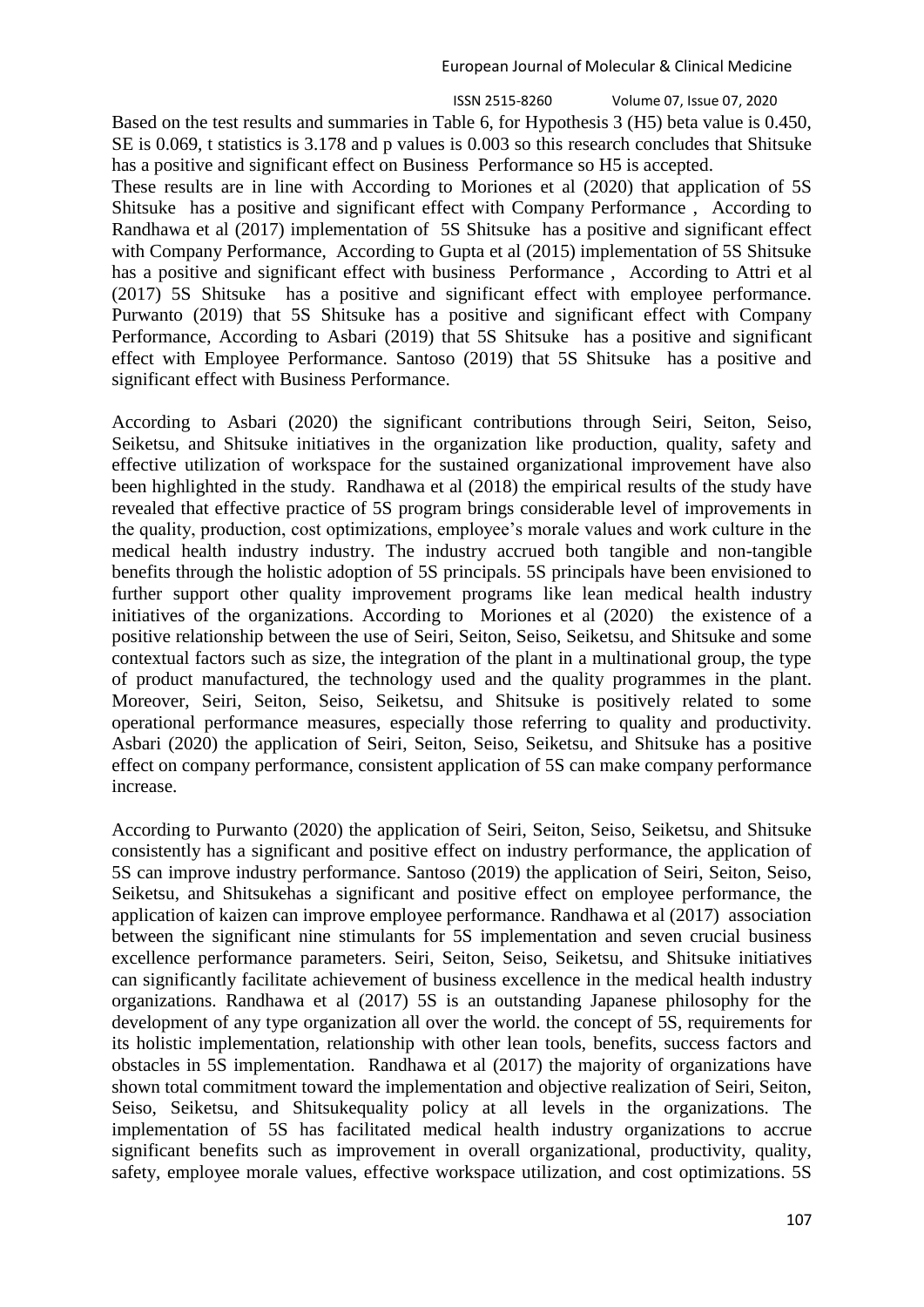Based on the test results and summaries in Table 6, for Hypothesis 3 (H5) beta value is 0.450, SE is 0.069, t statistics is 3.178 and p values is 0.003 so this research concludes that Shitsuke has a positive and significant effect on Business Performance so H5 is accepted.

These results are in line with According to Moriones et al (2020) that application of 5S Shitsuke has a positive and significant effect with Company Performance , According to Randhawa et al (2017) implementation of 5S Shitsuke has a positive and significant effect with Company Performance, According to Gupta et al (2015) implementation of 5S Shitsuke has a positive and significant effect with business Performance , According to Attri et al (2017) 5S Shitsuke has a positive and significant effect with employee performance. Purwanto (2019) that 5S Shitsuke has a positive and significant effect with Company Performance, According to Asbari (2019) that 5S Shitsuke has a positive and significant effect with Employee Performance. Santoso (2019) that 5S Shitsuke has a positive and significant effect with Business Performance.

According to Asbari (2020) the significant contributions through Seiri, Seiton, Seiso, Seiketsu, and Shitsuke initiatives in the organization like production, quality, safety and effective utilization of workspace for the sustained organizational improvement have also been highlighted in the study. Randhawa et al (2018) the empirical results of the study have revealed that effective practice of 5S program brings considerable level of improvements in the quality, production, cost optimizations, employee's morale values and work culture in the medical health industry industry. The industry accrued both tangible and non-tangible benefits through the holistic adoption of 5S principals. 5S principals have been envisioned to further support other quality improvement programs like lean medical health industry initiatives of the organizations. According to Moriones et al (2020) the existence of a positive relationship between the use of Seiri, Seiton, Seiso, Seiketsu, and Shitsuke and some contextual factors such as size, the integration of the plant in a multinational group, the type of product manufactured, the technology used and the quality programmes in the plant. Moreover, Seiri, Seiton, Seiso, Seiketsu, and Shitsuke is positively related to some operational performance measures, especially those referring to quality and productivity. Asbari (2020) the application of Seiri, Seiton, Seiso, Seiketsu, and Shitsuke has a positive effect on company performance, consistent application of 5S can make company performance increase.

According to Purwanto (2020) the application of Seiri, Seiton, Seiso, Seiketsu, and Shitsuke consistently has a significant and positive effect on industry performance, the application of 5S can improve industry performance. Santoso (2019) the application of Seiri, Seiton, Seiso, Seiketsu, and Shitsukehas a significant and positive effect on employee performance, the application of kaizen can improve employee performance. Randhawa et al (2017) association between the significant nine stimulants for 5S implementation and seven crucial business excellence performance parameters. Seiri, Seiton, Seiso, Seiketsu, and Shitsuke initiatives can significantly facilitate achievement of business excellence in the medical health industry organizations. Randhawa et al (2017) 5S is an outstanding Japanese philosophy for the development of any type organization all over the world. the concept of 5S, requirements for its holistic implementation, relationship with other lean tools, benefits, success factors and obstacles in 5S implementation. Randhawa et al (2017) the majority of organizations have shown total commitment toward the implementation and objective realization of Seiri, Seiton, Seiso, Seiketsu, and Shitsukequality policy at all levels in the organizations. The implementation of 5S has facilitated medical health industry organizations to accrue significant benefits such as improvement in overall organizational, productivity, quality, safety, employee morale values, effective workspace utilization, and cost optimizations. 5S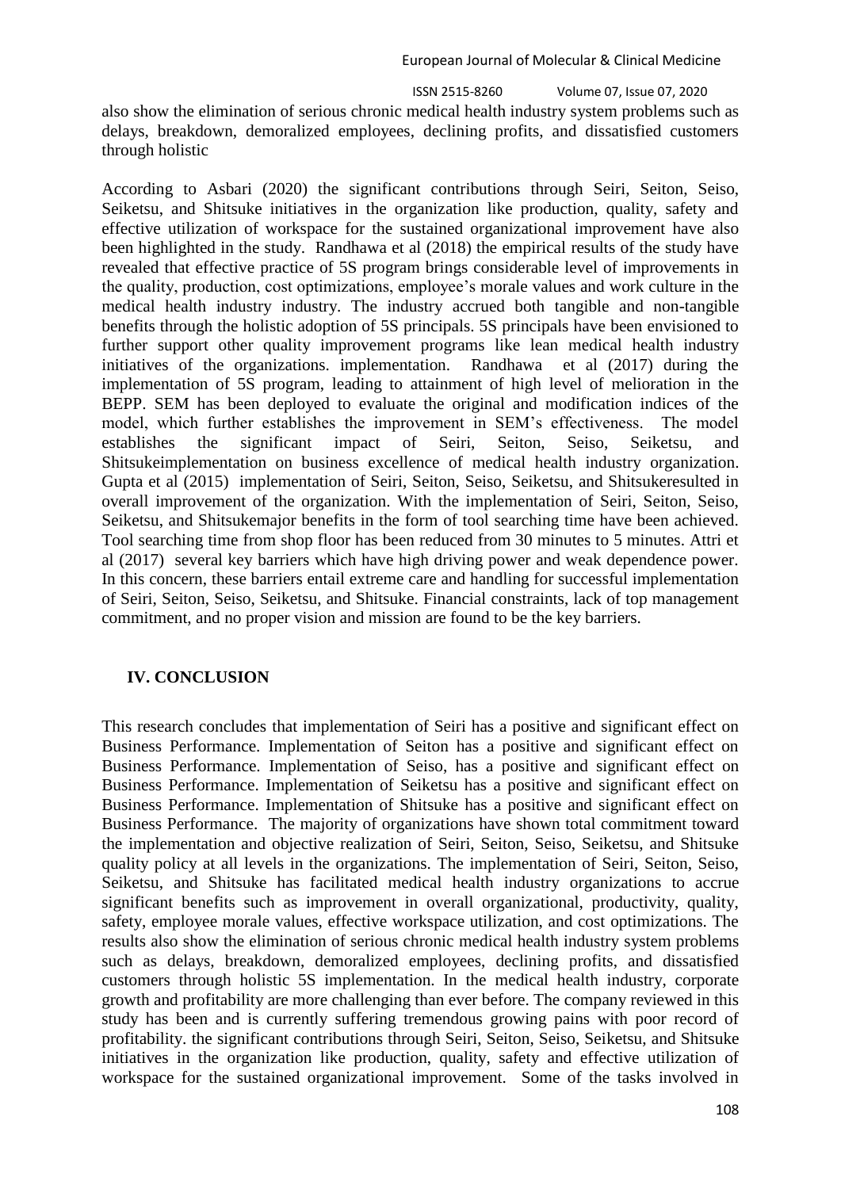also show the elimination of serious chronic medical health industry system problems such as delays, breakdown, demoralized employees, declining profits, and dissatisfied customers through holistic

According to Asbari (2020) the significant contributions through Seiri, Seiton, Seiso, Seiketsu, and Shitsuke initiatives in the organization like production, quality, safety and effective utilization of workspace for the sustained organizational improvement have also been highlighted in the study. Randhawa et al (2018) the empirical results of the study have revealed that effective practice of 5S program brings considerable level of improvements in the quality, production, cost optimizations, employee's morale values and work culture in the medical health industry industry. The industry accrued both tangible and non-tangible benefits through the holistic adoption of 5S principals. 5S principals have been envisioned to further support other quality improvement programs like lean medical health industry initiatives of the organizations. implementation. Randhawa et al (2017) during the implementation of 5S program, leading to attainment of high level of melioration in the BEPP. SEM has been deployed to evaluate the original and modification indices of the model, which further establishes the improvement in SEM's effectiveness. The model establishes the significant impact of Seiri, Seiton, Seiso, Seiketsu, and Shitsukeimplementation on business excellence of medical health industry organization. Gupta et al (2015) implementation of Seiri, Seiton, Seiso, Seiketsu, and Shitsukeresulted in overall improvement of the organization. With the implementation of Seiri, Seiton, Seiso, Seiketsu, and Shitsukemajor benefits in the form of tool searching time have been achieved. Tool searching time from shop floor has been reduced from 30 minutes to 5 minutes. Attri et al (2017) several key barriers which have high driving power and weak dependence power. In this concern, these barriers entail extreme care and handling for successful implementation of Seiri, Seiton, Seiso, Seiketsu, and Shitsuke. Financial constraints, lack of top management commitment, and no proper vision and mission are found to be the key barriers.

## IV. CONCLUSION

This research concludes that implementation of Seiri has a positive and significant effect on Business Performance. Implementation of Seiton has a positive and significant effect on Business Performance. Implementation of Seiso, has a positive and significant effect on Business Performance. Implementation of Seiketsu has a positive and significant effect on Business Performance. Implementation of Shitsuke has a positive and significant effect on Business Performance. The majority of organizations have shown total commitment toward the implementation and objective realization of Seiri, Seiton, Seiso, Seiketsu, and Shitsuke quality policy at all levels in the organizations. The implementation of Seiri, Seiton, Seiso, Seiketsu, and Shitsuke has facilitated medical health industry organizations to accrue significant benefits such as improvement in overall organizational, productivity, quality, safety, employee morale values, effective workspace utilization, and cost optimizations. The results also show the elimination of serious chronic medical health industry system problems such as delays, breakdown, demoralized employees, declining profits, and dissatisfied customers through holistic 5S implementation. In the medical health industry, corporate growth and profitability are more challenging than ever before. The company reviewed in this study has been and is currently suffering tremendous growing pains with poor record of profitability. the significant contributions through Seiri, Seiton, Seiso, Seiketsu, and Shitsuke initiatives in the organization like production, quality, safety and effective utilization of workspace for the sustained organizational improvement. Some of the tasks involved in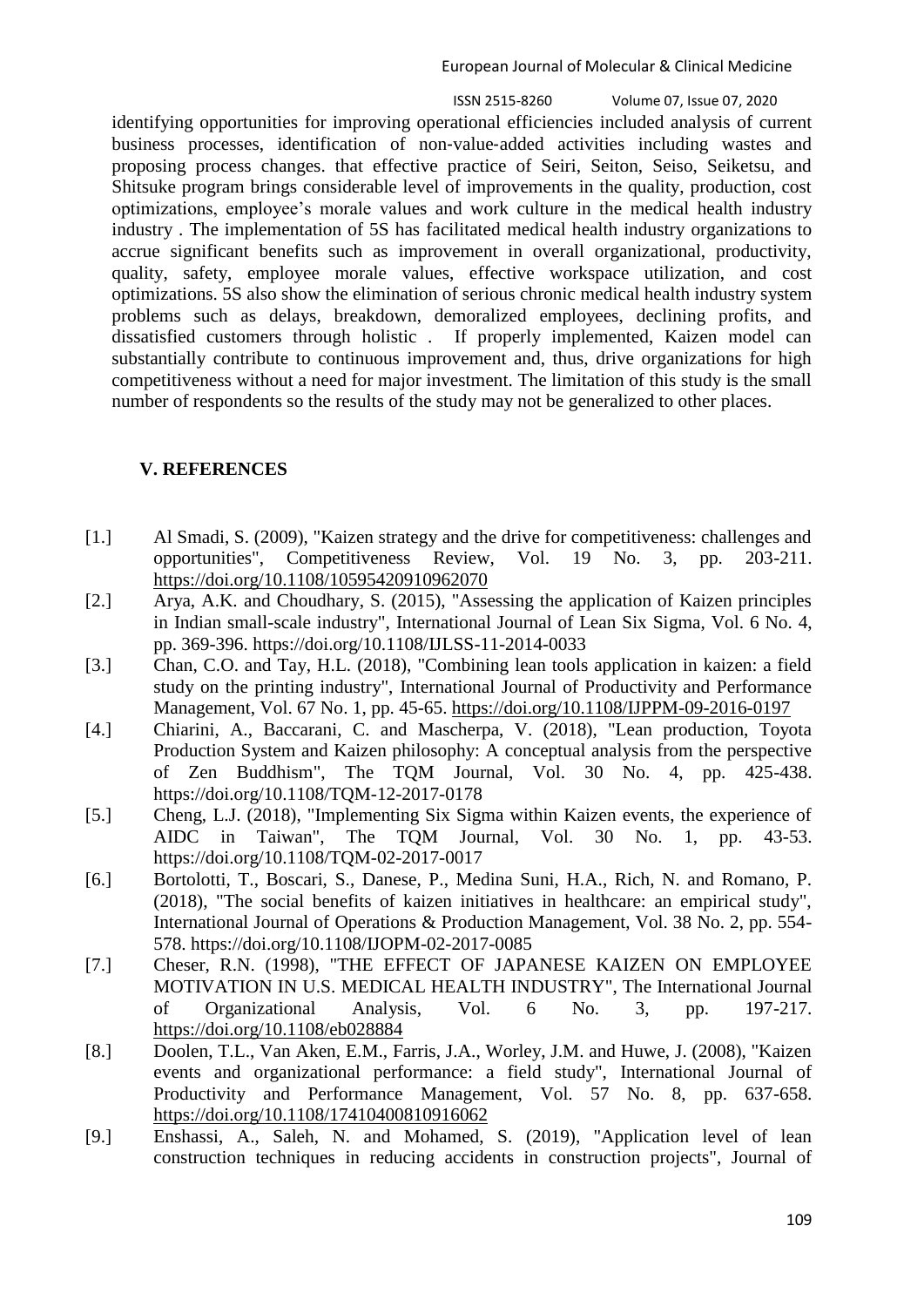identifying opportunities for improving operational efficiencies included analysis of current business processes, identification of non-value-added activities including wastes and proposing process changes. that effective practice of Seiri, Seiton, Seiso, Seiketsu, and Shitsuke program brings considerable level of improvements in the quality, production, cost optimizations, employee's morale values and work culture in the medical health industry industry . The implementation of 5S has facilitated medical health industry organizations to accrue significant benefits such as improvement in overall organizational, productivity, quality, safety, employee morale values, effective workspace utilization, and cost optimizations. 5S also show the elimination of serious chronic medical health industry system problems such as delays, breakdown, demoralized employees, declining profits, and dissatisfied customers through holistic . If properly implemented, Kaizen model can substantially contribute to continuous improvement and, thus, drive organizations for high competitiveness without a need for major investment. The limitation of this study is the small number of respondents so the results of the study may not be generalized to other places.

## V. REFERENCES

[1.] Al Smadi, S. (2009), "Kaizen strategy and the drive for competitiveness: challenges and opportunities", Competitiveness Review, Vol. 19 No. 3, pp. 203-211. https://doi.org/10.1108/10595420910962070

[2.] Arya, A.K. and Choudhary, S. (2015), "Assessing the application of Kaizen principles in Indian small-scale industry", International Journal of Lean Six Sigma, Vol. 6 No. 4, pp. 369-396. https://doi.org/10.1108/IJLSS-11-2014-0033

[3.] Chan, C.O. and Tay, H.L. (2018), "Combining lean tools application in kaizen: a field study on the printing industry", International Journal of Productivity and Performance Management, Vol. 67 No. 1, pp. 45-65. https://doi.org/10.1108/IJPPM-09-2016-0197

[4.] Chiarini, A., Baccarani, C. and Mascherpa, V. (2018), "Lean production, Toyota Production System and Kaizen philosophy: A conceptual analysis from the perspective of Zen Buddhism", The TQM Journal, Vol. 30 No. 4, pp. 425-438. https://doi.org/10.1108/TQM-12-2017-0178

[5.] Cheng, L.J. (2018), "Implementing Six Sigma within Kaizen events, the experience of AIDC in Taiwan", The TQM Journal, Vol. 30 No. 1, pp. 43-53. https://doi.org/10.1108/TQM-02-2017-0017

[6.] Bortolotti, T., Boscari, S., Danese, P., Medina Suni, H.A., Rich, N. and Romano, P. (2018), "The social benefits of kaizen initiatives in healthcare: an empirical study", International Journal of Operations & Production Management, Vol. 38 No. 2, pp. 554-578. https://doi.org/10.1108/IJOPM-02-2017-0085

[7.] Cheser, R.N. (1998), "THE EFFECT OF JAPANESE KAIZEN ON EMPLOYEE MOTIVATION IN U.S. MEDICAL HEALTH INDUSTRY", The International Journal of Organizational Analysis, Vol. 6 No. 3, pp. 197-217. https://doi.org/10.1108/eb028884

[8.] Doolen, T.L., Van Aken, E.M., Farris, J.A., Worley, J.M. and Huwe, J. (2008), "Kaizen events and organizational performance: a field study", International Journal of Productivity and Performance Management, Vol. 57 No. 8, pp. 637-658. https://doi.org/10.1108/17410400810916062

[9.] Enshassi, A., Saleh, N. and Mohamed, S. (2019), "Application level of lean construction techniques in reducing accidents in construction projects", Journal of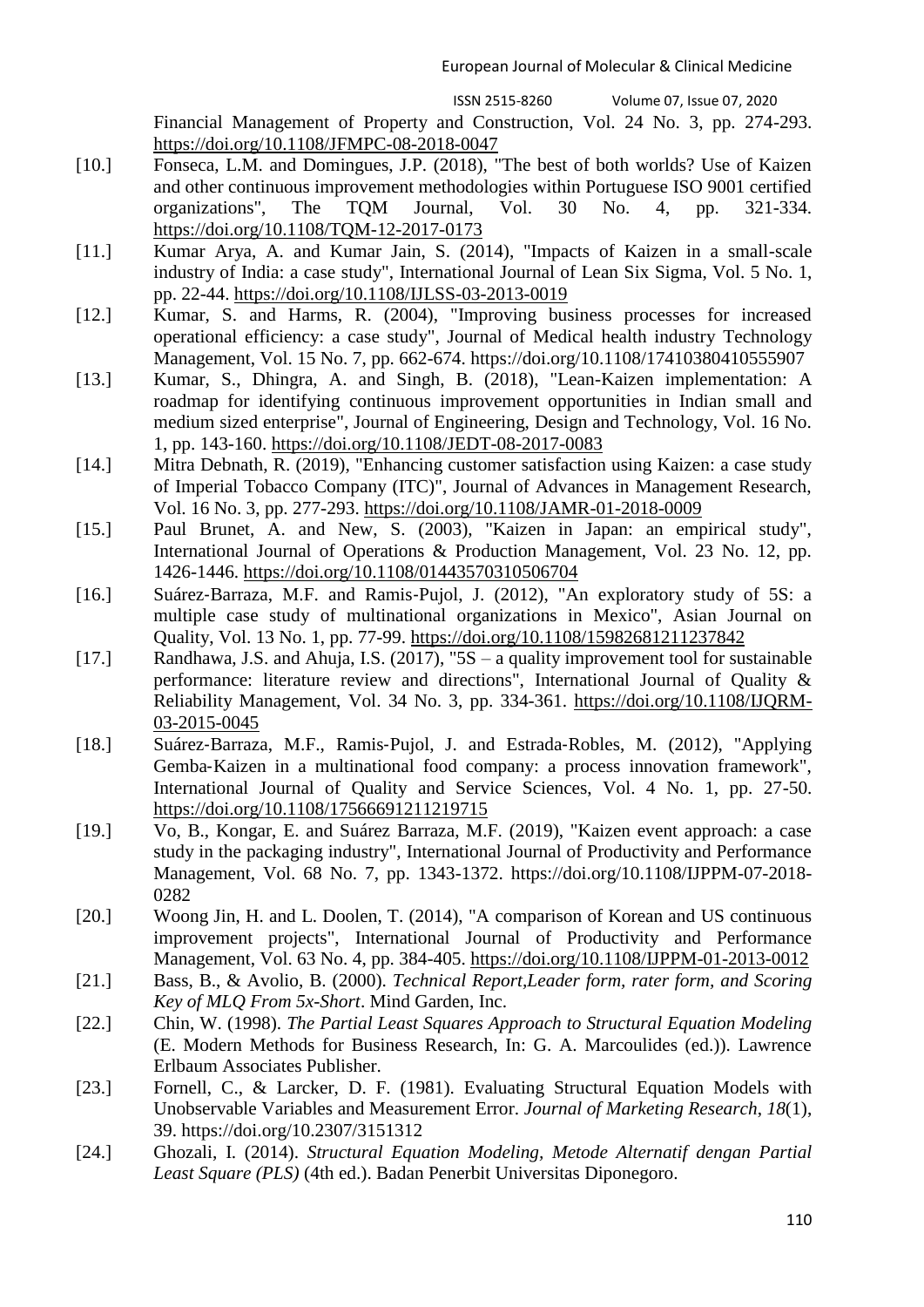Financial Management of Property and Construction, Vol. 24 No. 3, pp. 274-293. https://doi.org/10.1108/JFMPC-08-2018-0047

[10.] Fonseca, L.M. and Domingues, J.P. (2018), "The best of both worlds? Use of Kaizen and other continuous improvement methodologies within Portuguese ISO 9001 certified organizations", The TQM Journal, Vol. 30 No. 4, pp. 321-334. https://doi.org/10.1108/TQM-12-2017-0173

[11.] Kumar Arya, A. and Kumar Jain, S. (2014), "Impacts of Kaizen in a small-scale industry of India: a case study", International Journal of Lean Six Sigma, Vol. 5 No. 1, pp. 22-44. https://doi.org/10.1108/IJLSS-03-2013-0019

[12.] Kumar, S. and Harms, R. (2004), "Improving business processes for increased operational efficiency: a case study", Journal of Medical health industry Technology Management, Vol. 15 No. 7, pp. 662-674. https://doi.org/10.1108/17410380410555907

[13.] Kumar, S., Dhingra, A. and Singh, B. (2018), "Lean-Kaizen implementation: A roadmap for identifying continuous improvement opportunities in Indian small and medium sized enterprise", Journal of Engineering, Design and Technology, Vol. 16 No. 1, pp. 143-160. https://doi.org/10.1108/JEDT-08-2017-0083

[14.] Mitra Debnath, R. (2019), "Enhancing customer satisfaction using Kaizen: a case study of Imperial Tobacco Company (ITC)", Journal of Advances in Management Research, Vol. 16 No. 3, pp. 277-293. https://doi.org/10.1108/JAMR-01-2018-0009

[15.] Paul Brunet, A. and New, S. (2003), "Kaizen in Japan: an empirical study", International Journal of Operations & Production Management, Vol. 23 No. 12, pp. 1426-1446. https://doi.org/10.1108/01443570310506704

[16.] Suárez‐Barraza, M.F. and Ramis‐Pujol, J. (2012), "An exploratory study of 5S: a multiple case study of multinational organizations in Mexico", Asian Journal on Quality, Vol. 13 No. 1, pp. 77-99. https://doi.org/10.1108/15982681211237842

[17.] Randhawa, J.S. and Ahuja, I.S. (2017), "5S – a quality improvement tool for sustainable performance: literature review and directions", International Journal of Quality & Reliability Management, Vol. 34 No. 3, pp. 334-361. https://doi.org/10.1108/IJQRM-03-2015-0045

[18.] Suárez‐Barraza, M.F., Ramis‐Pujol, J. and Estrada‐Robles, M. (2012), "Applying Gemba‐Kaizen in a multinational food company: a process innovation framework", International Journal of Quality and Service Sciences, Vol. 4 No. 1, pp. 27-50. https://doi.org/10.1108/17566691211219715

[19.] Vo, B., Kongar, E. and Suárez Barraza, M.F. (2019), "Kaizen event approach: a case study in the packaging industry", International Journal of Productivity and Performance Management, Vol. 68 No. 7, pp. 1343-1372. https://doi.org/10.1108/IJPPM-07-2018-0282

[20.] Woong Jin, H. and L. Doolen, T. (2014), "A comparison of Korean and US continuous improvement projects", International Journal of Productivity and Performance Management, Vol. 63 No. 4, pp. 384-405. https://doi.org/10.1108/IJPPM-01-2013-0012

[21.] Bass, B., & Avolio, B. (2000). *Technical Report,Leader form, rater form, and Scoring Key of MLQ From 5x-Short*. Mind Garden, Inc.

[22.] Chin, W. (1998). *The Partial Least Squares Approach to Structural Equation Modeling* (E. Modern Methods for Business Research, In: G. A. Marcoulides (ed.)). Lawrence Erlbaum Associates Publisher.

[23.] Fornell, C., & Larcker, D. F. (1981). Evaluating Structural Equation Models with Unobservable Variables and Measurement Error. *Journal of Marketing Research*, *18*(1), 39. https://doi.org/10.2307/3151312

[24.] Ghozali, I. (2014). *Structural Equation Modeling, Metode Alternatif dengan Partial Least Square (PLS)* (4th ed.). Badan Penerbit Universitas Diponegoro.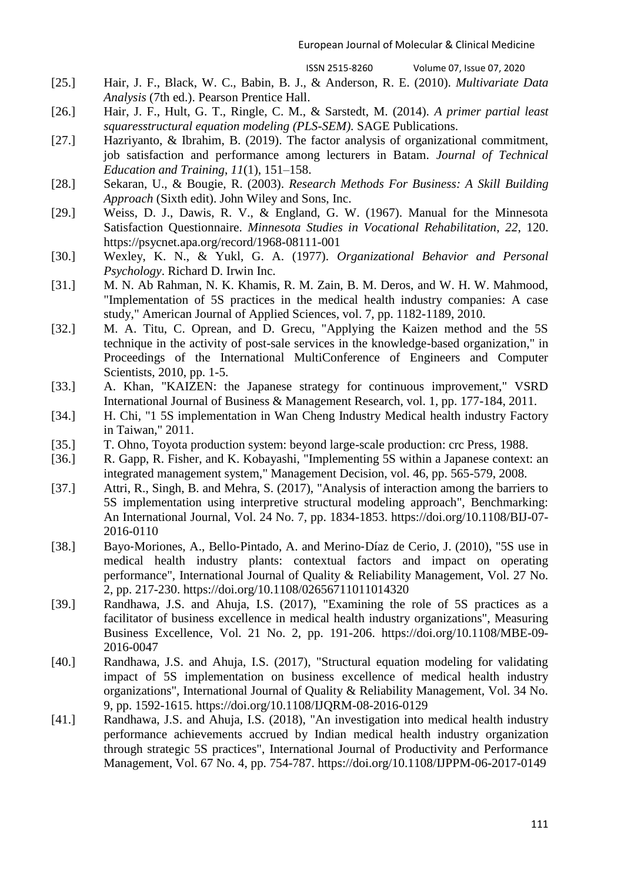[25.] Hair, J. F., Black, W. C., Babin, B. J., & Anderson, R. E. (2010). *Multivariate Data Analysis* (7th ed.). Pearson Prentice Hall.

[26.] Hair, J. F., Hult, G. T., Ringle, C. M., & Sarstedt, M. (2014). *A primer partial least squaresstructural equation modeling (PLS-SEM)*. SAGE Publications.

[27.] Hazriyanto, & Ibrahim, B. (2019). The factor analysis of organizational commitment, job satisfaction and performance among lecturers in Batam. *Journal of Technical Education and Training*, *11*(1), 151–158.

[28.] Sekaran, U., & Bougie, R. (2003). *Research Methods For Business: A Skill Building Approach* (Sixth edit). John Wiley and Sons, Inc.

[29.] Weiss, D. J., Dawis, R. V., & England, G. W. (1967). Manual for the Minnesota Satisfaction Questionnaire. *Minnesota Studies in Vocational Rehabilitation*, *22*, 120. https://psycnet.apa.org/record/1968-08111-001

[30.] Wexley, K. N., & Yukl, G. A. (1977). *Organizational Behavior and Personal Psychology*. Richard D. Irwin Inc.

[31.] M. N. Ab Rahman, N. K. Khamis, R. M. Zain, B. M. Deros, and W. H. W. Mahmood, "Implementation of 5S practices in the medical health industry companies: A case study," American Journal of Applied Sciences, vol. 7, pp. 1182-1189, 2010.

[32.] M. A. Titu, C. Oprean, and D. Grecu, "Applying the Kaizen method and the 5S technique in the activity of post-sale services in the knowledge-based organization," in Proceedings of the International MultiConference of Engineers and Computer Scientists, 2010, pp. 1-5.

[33.] A. Khan, "KAIZEN: the Japanese strategy for continuous improvement," VSRD International Journal of Business & Management Research, vol. 1, pp. 177-184, 2011.

[34.] H. Chi, "1 5S implementation in Wan Cheng Industry Medical health industry Factory in Taiwan," 2011.

[35.] T. Ohno, Toyota production system: beyond large-scale production: crc Press, 1988.

[36.] R. Gapp, R. Fisher, and K. Kobayashi, "Implementing 5S within a Japanese context: an integrated management system," Management Decision, vol. 46, pp. 565-579, 2008.

[37.] Attri, R., Singh, B. and Mehra, S. (2017), "Analysis of interaction among the barriers to 5S implementation using interpretive structural modeling approach", Benchmarking: An International Journal, Vol. 24 No. 7, pp. 1834-1853. https://doi.org/10.1108/BIJ-07-2016-0110

[38.] Bayo‐Moriones, A., Bello‐Pintado, A. and Merino‐Díaz de Cerio, J. (2010), "5S use in medical health industry plants: contextual factors and impact on operating performance", International Journal of Quality & Reliability Management, Vol. 27 No. 2, pp. 217-230. https://doi.org/10.1108/02656711011014320

[39.] Randhawa, J.S. and Ahuja, I.S. (2017), "Examining the role of 5S practices as a facilitator of business excellence in medical health industry organizations", Measuring Business Excellence, Vol. 21 No. 2, pp. 191-206. https://doi.org/10.1108/MBE-09-2016-0047

[40.] Randhawa, J.S. and Ahuja, I.S. (2017), "Structural equation modeling for validating impact of 5S implementation on business excellence of medical health industry organizations", International Journal of Quality & Reliability Management, Vol. 34 No. 9, pp. 1592-1615. https://doi.org/10.1108/IJQRM-08-2016-0129

[41.] Randhawa, J.S. and Ahuja, I.S. (2018), "An investigation into medical health industry performance achievements accrued by Indian medical health industry organization through strategic 5S practices", International Journal of Productivity and Performance Management, Vol. 67 No. 4, pp. 754-787. https://doi.org/10.1108/IJPPM-06-2017-0149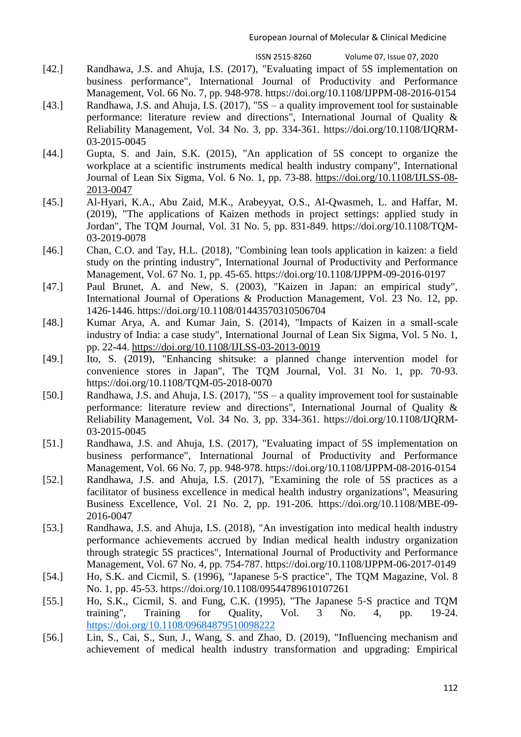[42.] Randhawa, J.S. and Ahuja, I.S. (2017), "Evaluating impact of 5S implementation on business performance", International Journal of Productivity and Performance Management, Vol. 66 No. 7, pp. 948-978. https://doi.org/10.1108/IJPPM-08-2016-0154

[43.] Randhawa, J.S. and Ahuja, I.S. (2017), "5S – a quality improvement tool for sustainable performance: literature review and directions", International Journal of Quality & Reliability Management, Vol. 34 No. 3, pp. 334-361. https://doi.org/10.1108/IJQRM-03-2015-0045

[44.] Gupta, S. and Jain, S.K. (2015), "An application of 5S concept to organize the workplace at a scientific instruments medical health industry company", International Journal of Lean Six Sigma, Vol. 6 No. 1, pp. 73-88. https://doi.org/10.1108/IJLSS-08-2013-0047

[45.] Al-Hyari, K.A., Abu Zaid, M.K., Arabeyyat, O.S., Al-Qwasmeh, L. and Haffar, M. (2019), "The applications of Kaizen methods in project settings: applied study in Jordan", The TQM Journal, Vol. 31 No. 5, pp. 831-849. https://doi.org/10.1108/TQM-03-2019-0078

[46.] Chan, C.O. and Tay, H.L. (2018), "Combining lean tools application in kaizen: a field study on the printing industry", International Journal of Productivity and Performance Management, Vol. 67 No. 1, pp. 45-65. https://doi.org/10.1108/IJPPM-09-2016-0197

[47.] Paul Brunet, A. and New, S. (2003), "Kaizen in Japan: an empirical study", International Journal of Operations & Production Management, Vol. 23 No. 12, pp. 1426-1446. https://doi.org/10.1108/01443570310506704

[48.] Kumar Arya, A. and Kumar Jain, S. (2014), "Impacts of Kaizen in a small-scale industry of India: a case study", International Journal of Lean Six Sigma, Vol. 5 No. 1, pp. 22-44. https://doi.org/10.1108/IJLSS-03-2013-0019

[49.] Ito, S. (2019), "Enhancing shitsuke: a planned change intervention model for convenience stores in Japan", The TQM Journal, Vol. 31 No. 1, pp. 70-93. https://doi.org/10.1108/TQM-05-2018-0070

[50.] Randhawa, J.S. and Ahuja, I.S. (2017), "5S – a quality improvement tool for sustainable performance: literature review and directions", International Journal of Quality & Reliability Management, Vol. 34 No. 3, pp. 334-361. https://doi.org/10.1108/IJQRM-03-2015-0045

[51.] Randhawa, J.S. and Ahuja, I.S. (2017), "Evaluating impact of 5S implementation on business performance", International Journal of Productivity and Performance Management, Vol. 66 No. 7, pp. 948-978. https://doi.org/10.1108/IJPPM-08-2016-0154

[52.] Randhawa, J.S. and Ahuja, I.S. (2017), "Examining the role of 5S practices as a facilitator of business excellence in medical health industry organizations", Measuring Business Excellence, Vol. 21 No. 2, pp. 191-206. https://doi.org/10.1108/MBE-09-2016-0047

[53.] Randhawa, J.S. and Ahuja, I.S. (2018), "An investigation into medical health industry performance achievements accrued by Indian medical health industry organization through strategic 5S practices", International Journal of Productivity and Performance Management, Vol. 67 No. 4, pp. 754-787. https://doi.org/10.1108/IJPPM-06-2017-0149

[54.] Ho, S.K. and Cicmil, S. (1996), "Japanese 5-S practice", The TQM Magazine, Vol. 8 No. 1, pp. 45-53. https://doi.org/10.1108/09544789610107261

[55.] Ho, S.K., Cicmil, S. and Fung, C.K. (1995), "The Japanese 5-S practice and TQM training", Training for Quality, Vol. 3 No. 4, pp. 19-24. https://doi.org/10.1108/09684879510098222

[56.] Lin, S., Cai, S., Sun, J., Wang, S. and Zhao, D. (2019), "Influencing mechanism and achievement of medical health industry transformation and upgrading: Empirical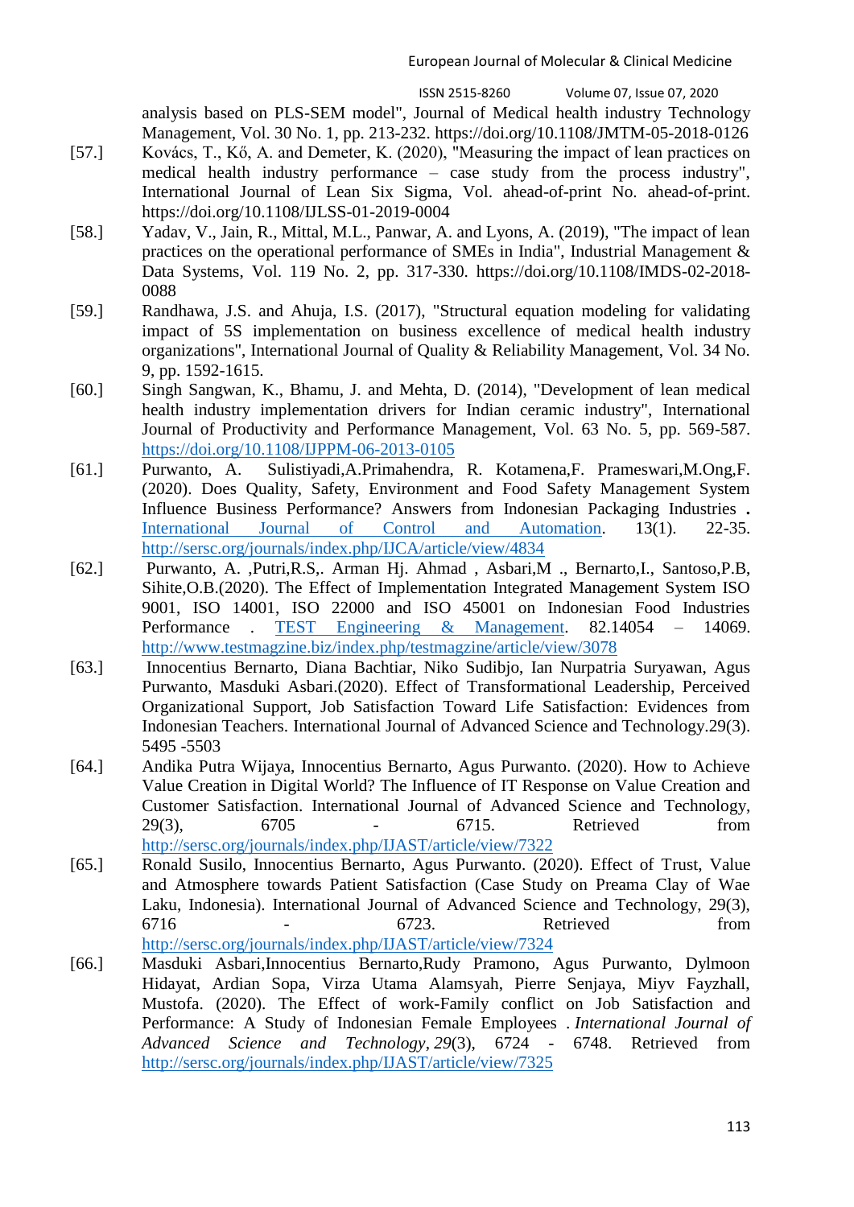analysis based on PLS-SEM model", Journal of Medical health industry Technology Management, Vol. 30 No. 1, pp. 213-232. https://doi.org/10.1108/JMTM-05-2018-0126

[57.] Kovács, T., Kő, A. and Demeter, K. (2020), "Measuring the impact of lean practices on medical health industry performance – case study from the process industry", International Journal of Lean Six Sigma, Vol. ahead-of-print No. ahead-of-print. https://doi.org/10.1108/IJLSS-01-2019-0004

[58.] Yadav, V., Jain, R., Mittal, M.L., Panwar, A. and Lyons, A. (2019), "The impact of lean practices on the operational performance of SMEs in India", Industrial Management & Data Systems, Vol. 119 No. 2, pp. 317-330. https://doi.org/10.1108/IMDS-02-2018-0088

[59.] Randhawa, J.S. and Ahuja, I.S. (2017), "Structural equation modeling for validating impact of 5S implementation on business excellence of medical health industry organizations", International Journal of Quality & Reliability Management, Vol. 34 No. 9, pp. 1592-1615.

[60.] Singh Sangwan, K., Bhamu, J. and Mehta, D. (2014), "Development of lean medical health industry implementation drivers for Indian ceramic industry", International Journal of Productivity and Performance Management, Vol. 63 No. 5, pp. 569-587. https://doi.org/10.1108/IJPPM-06-2013-0105

[61.] Purwanto, A. Sulistiyadi,A.Primahendra, R. Kotamena,F. Prameswari,M.Ong,F. (2020). Does Quality, Safety, Environment and Food Safety Management System Influence Business Performance? Answers from Indonesian Packaging Industries . International Journal of Control and Automation. 13(1). 22-35. http://sersc.org/journals/index.php/IJCA/article/view/4834

[62.] Purwanto, A. ,Putri,R.S,. Arman Hj. Ahmad , Asbari,M ., Bernarto,I., Santoso,P.B, Sihite,O.B.(2020). The Effect of Implementation Integrated Management System ISO 9001, ISO 14001, ISO 22000 and ISO 45001 on Indonesian Food Industries Performance . TEST Engineering & Management. 82.14054 – 14069. http://www.testmagzine.biz/index.php/testmagzine/article/view/3078

[63.] Innocentius Bernarto, Diana Bachtiar, Niko Sudibjo, Ian Nurpatria Suryawan, Agus Purwanto, Masduki Asbari.(2020). Effect of Transformational Leadership, Perceived Organizational Support, Job Satisfaction Toward Life Satisfaction: Evidences from Indonesian Teachers. International Journal of Advanced Science and Technology.29(3). 5495 -5503

[64.] Andika Putra Wijaya, Innocentius Bernarto, Agus Purwanto. (2020). How to Achieve Value Creation in Digital World? The Influence of IT Response on Value Creation and Customer Satisfaction. International Journal of Advanced Science and Technology, 29(3), 6705 - 6715. Retrieved from http://sersc.org/journals/index.php/IJAST/article/view/7322

[65.] Ronald Susilo, Innocentius Bernarto, Agus Purwanto. (2020). Effect of Trust, Value and Atmosphere towards Patient Satisfaction (Case Study on Preama Clay of Wae Laku, Indonesia). International Journal of Advanced Science and Technology, 29(3), 6716 - 6723. Retrieved from http://sersc.org/journals/index.php/IJAST/article/view/7324

[66.] Masduki Asbari,Innocentius Bernarto,Rudy Pramono, Agus Purwanto, Dylmoon Hidayat, Ardian Sopa, Virza Utama Alamsyah, Pierre Senjaya, Miyv Fayzhall, Mustofa. (2020). The Effect of work-Family conflict on Job Satisfaction and Performance: A Study of Indonesian Female Employees . *International Journal of Advanced Science and Technology*, *29*(3), 6724 - 6748. Retrieved from http://sersc.org/journals/index.php/IJAST/article/view/7325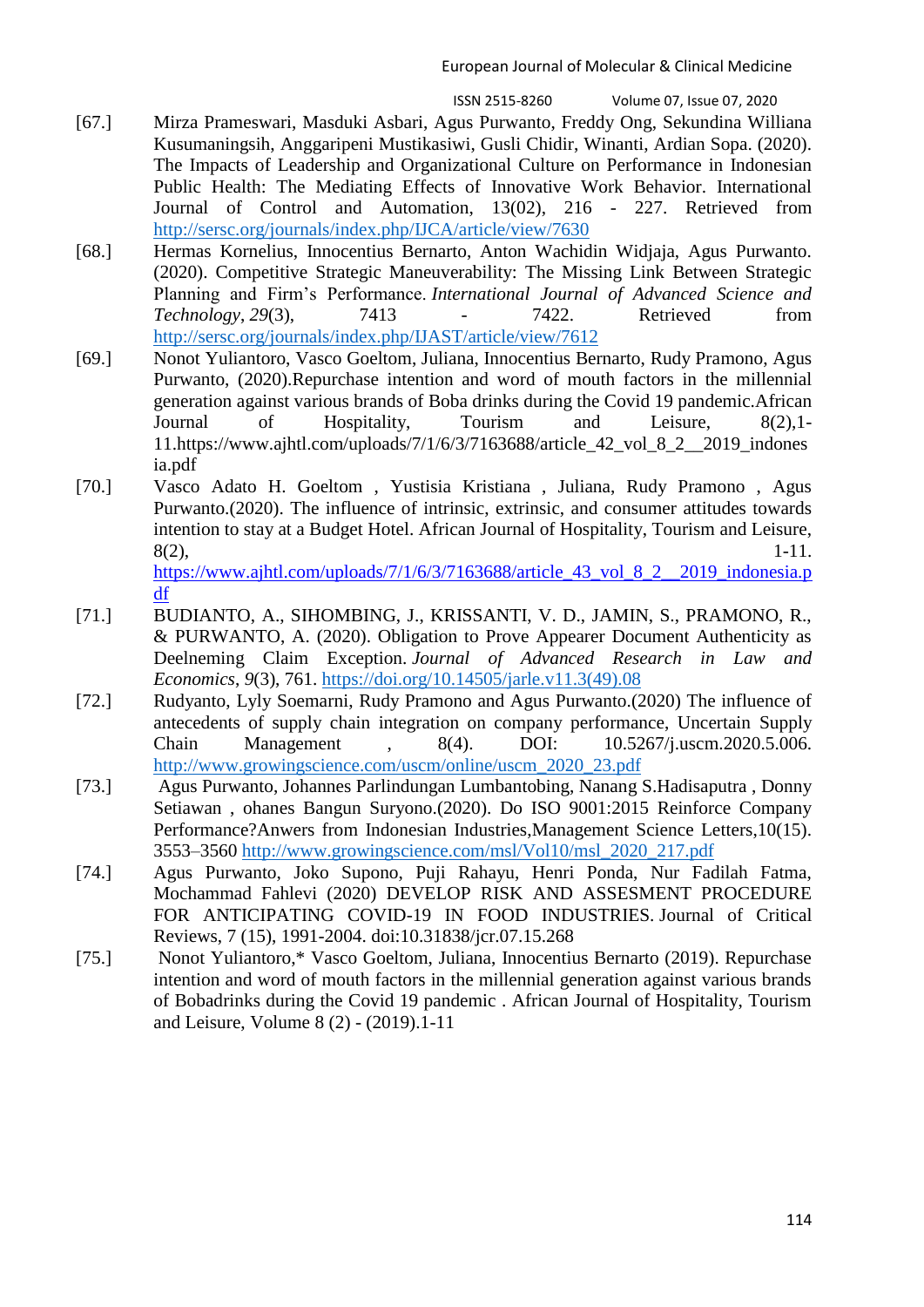[67.] Mirza Prameswari, Masduki Asbari, Agus Purwanto, Freddy Ong, Sekundina Williana Kusumaningsih, Anggaripeni Mustikasiwi, Gusli Chidir, Winanti, Ardian Sopa. (2020). The Impacts of Leadership and Organizational Culture on Performance in Indonesian Public Health: The Mediating Effects of Innovative Work Behavior. International Journal of Control and Automation, 13(02), 216 - 227. Retrieved from http://sersc.org/journals/index.php/IJCA/article/view/7630

[68.] Hermas Kornelius, Innocentius Bernarto, Anton Wachidin Widjaja, Agus Purwanto. (2020). Competitive Strategic Maneuverability: The Missing Link Between Strategic Planning and Firm's Performance. *International Journal of Advanced Science and Technology*, *29*(3), 7413 - 7422. Retrieved from http://sersc.org/journals/index.php/IJAST/article/view/7612

[69.] Nonot Yuliantoro, Vasco Goeltom, Juliana, Innocentius Bernarto, Rudy Pramono, Agus Purwanto, (2020).Repurchase intention and word of mouth factors in the millennial generation against various brands of Boba drinks during the Covid 19 pandemic.African Journal of Hospitality, Tourism and Leisure, 8(2),1-11.https://www.ajhtl.com/uploads/7/1/6/3/7163688/article_42_vol_8_2__2019_indonesia.pdf

[70.] Vasco Adato H. Goeltom , Yustisia Kristiana , Juliana, Rudy Pramono , Agus Purwanto.(2020). The influence of intrinsic, extrinsic, and consumer attitudes towards intention to stay at a Budget Hotel. African Journal of Hospitality, Tourism and Leisure, 8(2), 1-11. https://www.ajhtl.com/uploads/7/1/6/3/7163688/article_43_vol_8_2__2019_indonesia.pdf

[71.] BUDIANTO, A., SIHOMBING, J., KRISSANTI, V. D., JAMIN, S., PRAMONO, R., & PURWANTO, A. (2020). Obligation to Prove Appearer Document Authenticity as Deelneming Claim Exception. *Journal of Advanced Research in Law and Economics*, *9*(3), 761. https://doi.org/10.14505/jarle.v11.3(49).08

[72.] Rudyanto, Lyly Soemarni, Rudy Pramono and Agus Purwanto.(2020) The influence of antecedents of supply chain integration on company performance, Uncertain Supply Chain Management , 8(4). DOI: 10.5267/j.uscm.2020.5.006. http://www.growingscience.com/uscm/online/uscm_2020_23.pdf

[73.] Agus Purwanto, Johannes Parlindungan Lumbantobing, Nanang S.Hadisaputra , Donny Setiawan , ohanes Bangun Suryono.(2020). Do ISO 9001:2015 Reinforce Company Performance?Anwers from Indonesian Industries,Management Science Letters,10(15). 3553–3560 http://www.growingscience.com/msl/Vol10/msl_2020_217.pdf

[74.] Agus Purwanto, Joko Supono, Puji Rahayu, Henri Ponda, Nur Fadilah Fatma, Mochammad Fahlevi (2020) DEVELOP RISK AND ASSESMENT PROCEDURE FOR ANTICIPATING COVID-19 IN FOOD INDUSTRIES. Journal of Critical Reviews, 7 (15), 1991-2004. doi:10.31838/jcr.07.15.268

[75.] Nonot Yuliantoro,* Vasco Goeltom, Juliana, Innocentius Bernarto (2019). Repurchase intention and word of mouth factors in the millennial generation against various brands of Bobadrinks during the Covid 19 pandemic . African Journal of Hospitality, Tourism and Leisure, Volume 8 (2) - (2019).1-11